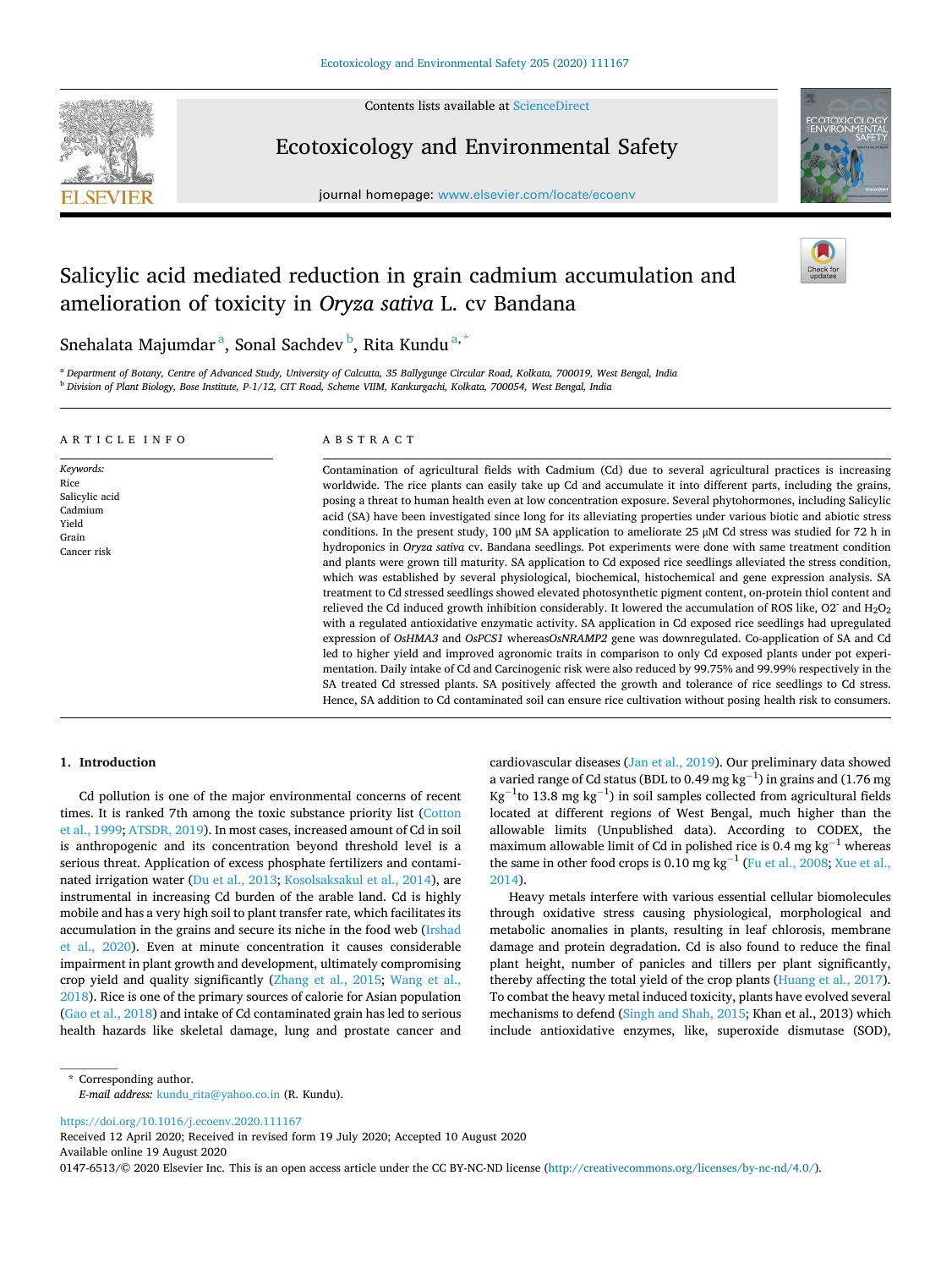# Salicylic acid mediated reduction in grain cadmium accumulation and amelioration of toxicity in *Oryza sativa* L. cv Bandana

Snehalata Majumdar[a], Sonal Sachdev[b], Rita Kundu[a,*]

[a] Department of Botany, Centre of Advanced Study, University of Calcutta, 35 Ballygunge Circular Road, Kolkata, 700019, West Bengal, India
[b] Division of Plant Biology, Bose Institute, P-1/12, CIT Road, Scheme VIIM, Kankurgachi, Kolkata, 700054, West Bengal, India

**ARTICLE INFO**

*Keywords:*
Rice
Salicylic acid
Cadmium
Yield
Grain
Cancer risk

**ABSTRACT**

Contamination of agricultural fields with Cadmium (Cd) due to several agricultural practices is increasing worldwide. The rice plants can easily take up Cd and accumulate it into different parts, including the grains, posing a threat to human health even at low concentration exposure. Several phytohormones, including Salicylic acid (SA) have been investigated since long for its alleviating properties under various biotic and abiotic stress conditions. In the present study, 100 μM SA application to ameliorate 25 μM Cd stress was studied for 72 h in hydroponics in *Oryza sativa* cv. Bandana seedlings. Pot experiments were done with same treatment condition and plants were grown till maturity. SA application to Cd exposed rice seedlings alleviated the stress condition, which was established by several physiological, biochemical, histochemical and gene expression analysis. SA treatment to Cd stressed seedlings showed elevated photosynthetic pigment content, on-protein thiol content and relieved the Cd induced growth inhibition considerably. It lowered the accumulation of ROS like, $O_2^-$ and $H_2O_2$ with a regulated antioxidative enzymatic activity. SA application in Cd exposed rice seedlings had upregulated expression of *OsHMA3* and *OsPCS1* whereas *OsNRAMP2* gene was downregulated. Co-application of SA and Cd led to higher yield and improved agronomic traits in comparison to only Cd exposed plants under pot experimentation. Daily intake of Cd and Carcinogenic risk were also reduced by 99.75% and 99.99% respectively in the SA treated Cd stressed plants. SA positively affected the growth and tolerance of rice seedlings to Cd stress. Hence, SA addition to Cd contaminated soil can ensure rice cultivation without posing health risk to consumers.

## 1. Introduction

Cd pollution is one of the major environmental concerns of recent times. It is ranked 7th among the toxic substance priority list (Cotton et al., 1999; ATSDR, 2019). In most cases, increased amount of Cd in soil is anthropogenic and its concentration beyond threshold level is a serious threat. Application of excess phosphate fertilizers and contaminated irrigation water (Du et al., 2013; Kosolsaksakul et al., 2014), are instrumental in increasing Cd burden of the arable land. Cd is highly mobile and has a very high soil to plant transfer rate, which facilitates its accumulation in the grains and secure its niche in the food web (Irshad et al., 2020). Even at minute concentration it causes considerable impairment in plant growth and development, ultimately compromising crop yield and quality significantly (Zhang et al., 2015; Wang et al., 2018). Rice is one of the primary sources of calorie for Asian population (Gao et al., 2018) and intake of Cd contaminated grain has led to serious health hazards like skeletal damage, lung and prostate cancer and cardiovascular diseases (Jan et al., 2019). Our preliminary data showed a varied range of Cd status (BDL to 0.49 mg $kg^{-1}$) in grains and (1.76 mg $Kg^{-1}$ to 13.8 mg $kg^{-1}$) in soil samples collected from agricultural fields located at different regions of West Bengal, much higher than the allowable limits (Unpublished data). According to CODEX, the maximum allowable limit of Cd in polished rice is 0.4 mg $kg^{-1}$ whereas the same in other food crops is 0.10 mg $kg^{-1}$ (Fu et al., 2008; Xue et al., 2014).

Heavy metals interfere with various essential cellular biomolecules through oxidative stress causing physiological, morphological and metabolic anomalies in plants, resulting in leaf chlorosis, membrane damage and protein degradation. Cd is also found to reduce the final plant height, number of panicles and tillers per plant significantly, thereby affecting the total yield of the crop plants (Huang et al., 2017). To combat the heavy metal induced toxicity, plants have evolved several mechanisms to defend (Singh and Shah, 2015; Khan et al., 2013) which include antioxidative enzymes, like, superoxide dismutase (SOD),

\* Corresponding author.
*E-mail address:* kundu_rita@yahoo.co.in (R. Kundu).

https://doi.org/10.1016/j.ecoenv.2020.111167
Received 12 April 2020; Received in revised form 19 July 2020; Accepted 10 August 2020
Available online 19 August 2020
0147-6513/© 2020 Elsevier Inc. This is an open access article under the CC BY-NC-ND license (http://creativecommons.org/licenses/by-nc-nd/4.0/).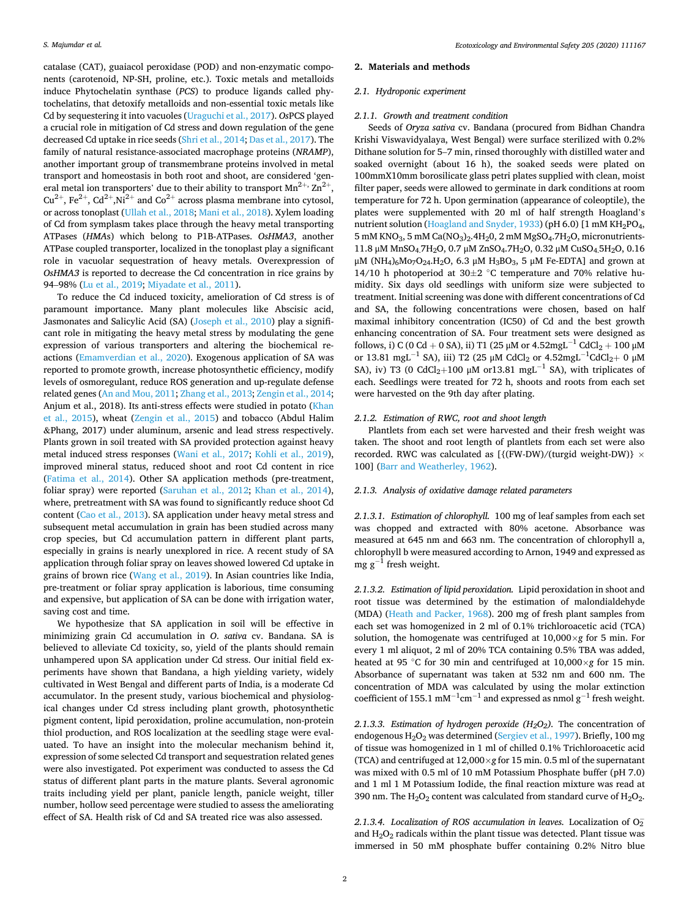catalase (CAT), guaiacol peroxidase (POD) and non-enzymatic components (carotenoid, NP-SH, proline, etc.). Toxic metals and metalloids induce Phytochelatin synthase (*PCS*) to produce ligands called phytochelatins, that detoxify metalloids and non-essential toxic metals like Cd by sequestering it into vacuoles (Uraguchi et al., 2017). *Os*PCS played a crucial role in mitigation of Cd stress and down regulation of the gene decreased Cd uptake in rice seeds (Shri et al., 2014; Das et al., 2017). The family of natural resistance-associated macrophage proteins (*NRAMP*), another important group of transmembrane proteins involved in metal transport and homeostasis in both root and shoot, are considered 'general metal ion transporters' due to their ability to transport $Mn^{2+}$, $Zn^{2+}$, $Cu^{2+}$, $Fe^{2+}$, $Cd^{2+}$, $Ni^{2+}$ and $Co^{2+}$ across plasma membrane into cytosol, or across tonoplast (Ullah et al., 2018; Mani et al., 2018). Xylem loading of Cd from symplasm takes place through the heavy metal transporting ATPases (*HMAs*) which belong to P1B-ATPases. *OsHMA3*, another ATPase coupled transporter, localized in the tonoplast play a significant role in vacuolar sequestration of heavy metals. Overexpression of *OsHMA3* is reported to decrease the Cd concentration in rice grains by 94–98% (Lu et al., 2019; Miyadate et al., 2011).

To reduce the Cd induced toxicity, amelioration of Cd stress is of paramount importance. Many plant molecules like Abscisic acid, Jasmonates and Salicylic Acid (SA) (Joseph et al., 2010) play a significant role in mitigating the heavy metal stress by modulating the gene expression of various transporters and altering the biochemical reactions (Emamverdian et al., 2020). Exogenous application of SA was reported to promote growth, increase photosynthetic efficiency, modify levels of osmoregulant, reduce ROS generation and up-regulate defense related genes (An and Mou, 2011; Zhang et al., 2013; Zengin et al., 2014; Anjum et al., 2018). Its anti-stress effects were studied in potato (Khan et al., 2015), wheat (Zengin et al., 2015) and tobacco (Abdul Halim &Phang, 2017) under aluminum, arsenic and lead stress respectively. Plants grown in soil treated with SA provided protection against heavy metal induced stress responses (Wani et al., 2017; Kohli et al., 2019), improved mineral status, reduced shoot and root Cd content in rice (Fatima et al., 2014). Other SA application methods (pre-treatment, foliar spray) were reported (Saruhan et al., 2012; Khan et al., 2014), where, pretreatment with SA was found to significantly reduce shoot Cd content (Cao et al., 2013). SA application under heavy metal stress and subsequent metal accumulation in grain has been studied across many crop species, but Cd accumulation pattern in different plant parts, especially in grains is nearly unexplored in rice. A recent study of SA application through foliar spray on leaves showed lowered Cd uptake in grains of brown rice (Wang et al., 2019). In Asian countries like India, pre-treatment or foliar spray application is laborious, time consuming and expensive, but application of SA can be done with irrigation water, saving cost and time.

We hypothesize that SA application in soil will be effective in minimizing grain Cd accumulation in *O. sativa* cv. Bandana. SA is believed to alleviate Cd toxicity, so, yield of the plants should remain unhampered upon SA application under Cd stress. Our initial field experiments have shown that Bandana, a high yielding variety, widely cultivated in West Bengal and different parts of India, is a moderate Cd accumulator. In the present study, various biochemical and physiological changes under Cd stress including plant growth, photosynthetic pigment content, lipid peroxidation, proline accumulation, non-protein thiol production, and ROS localization at the seedling stage were evaluated. To have an insight into the molecular mechanism behind it, expression of some selected Cd transport and sequestration related genes were also investigated. Pot experiment was conducted to assess the Cd status of different plant parts in the mature plants. Several agronomic traits including yield per plant, panicle length, panicle weight, tiller number, hollow seed percentage were studied to assess the ameliorating effect of SA. Health risk of Cd and SA treated rice was also assessed.

## 2. Materials and methods

### 2.1. Hydroponic experiment

#### 2.1.1. Growth and treatment condition

Seeds of *Oryza sativa* cv. Bandana (procured from Bidhan Chandra Krishi Viswavidyalaya, West Bengal) were surface sterilized with 0.2% Dithane solution for 5–7 min, rinsed thoroughly with distilled water and soaked overnight (about 16 h), the soaked seeds were plated on 100mmX10mm borosilicate glass petri plates supplied with clean, moist filter paper, seeds were allowed to germinate in dark conditions at room temperature for 72 h. Upon germination (appearance of coleoptile), the plates were supplemented with 20 ml of half strength Hoagland's nutrient solution (Hoagland and Snyder, 1933) (pH 6.0) [1 mM $KH_2PO_4$, 5 mM $KNO_3$, 5 mM $Ca(NO_3)_2.4H_2O$, 2 mM $MgSO_4.7H_2O$, micronutrients-11.8 μM $MnSO_4.7H_2O$, 0.7 μM $ZnSO_4.7H_2O$, 0.32 μM $CuSO_4.5H_2O$, 0.16 μM $(NH_4)_6Mo_7O_{24}.H_2O$, 6.3 μM $H_3BO_3$, 5 μM Fe-EDTA] and grown at 14/10 h photoperiod at 30±2 °C temperature and 70% relative humidity. Six days old seedlings with uniform size were subjected to treatment. Initial screening was done with different concentrations of Cd and SA, the following concentrations were chosen, based on half maximal inhibitory concentration (IC50) of Cd and the best growth enhancing concentration of SA. Four treatment sets were designed as follows, i) C (0 Cd + 0 SA), ii) T1 (25 μM or 4.52mgL$^{-1}$ $CdCl_2$ + 100 μM or 13.81 mgL$^{-1}$ SA), iii) T2 (25 μM $CdCl_2$ or 4.52mgL$^{-1}$$CdCl_2$+ 0 μM SA), iv) T3 (0 $CdCl_2$+100 μM or13.81 mgL$^{-1}$ SA), with triplicates of each. Seedlings were treated for 72 h, shoots and roots from each set were harvested on the 9th day after plating.

#### 2.1.2. Estimation of RWC, root and shoot length

Plantlets from each set were harvested and their fresh weight was taken. The shoot and root length of plantlets from each set were also recorded. RWC was calculated as [{(FW-DW)/(turgid weight-DW)} × 100] (Barr and Weatherley, 1962).

#### 2.1.3. Analysis of oxidative damage related parameters

##### 2.1.3.1. Estimation of chlorophyll.

100 mg of leaf samples from each set was chopped and extracted with 80% acetone. Absorbance was measured at 645 nm and 663 nm. The concentration of chlorophyll a, chlorophyll b were measured according to Arnon, 1949 and expressed as mg g$^{-1}$ fresh weight.

##### 2.1.3.2. Estimation of lipid peroxidation.

Lipid peroxidation in shoot and root tissue was determined by the estimation of malondialdehyde (MDA) (Heath and Packer, 1968). 200 mg of fresh plant samples from each set was homogenized in 2 ml of 0.1% trichloroacetic acid (TCA) solution, the homogenate was centrifuged at 10,000×*g* for 5 min. For every 1 ml aliquot, 2 ml of 20% TCA containing 0.5% TBA was added, heated at 95 °C for 30 min and centrifuged at 10,000×*g* for 15 min. Absorbance of supernatant was taken at 532 nm and 600 nm. The concentration of MDA was calculated by using the molar extinction coefficient of 155.1 mM$^{-1}$cm$^{-1}$ and expressed as nmol g$^{-1}$ fresh weight.

##### 2.1.3.3. Estimation of hydrogen peroxide ($H_2O_2$).

The concentration of endogenous $H_2O_2$ was determined (Sergiev et al., 1997). Briefly, 100 mg of tissue was homogenized in 1 ml of chilled 0.1% Trichloroacetic acid (TCA) and centrifuged at 12,000×*g* for 15 min. 0.5 ml of the supernatant was mixed with 0.5 ml of 10 mM Potassium Phosphate buffer (pH 7.0) and 1 ml 1 M Potassium Iodide, the final reaction mixture was read at 390 nm. The $H_2O_2$ content was calculated from standard curve of $H_2O_2$.

##### 2.1.3.4. Localization of ROS accumulation in leaves.

Localization of $O_2^-$ and $H_2O_2$ radicals within the plant tissue was detected. Plant tissue was immersed in 50 mM phosphate buffer containing 0.2% Nitro blue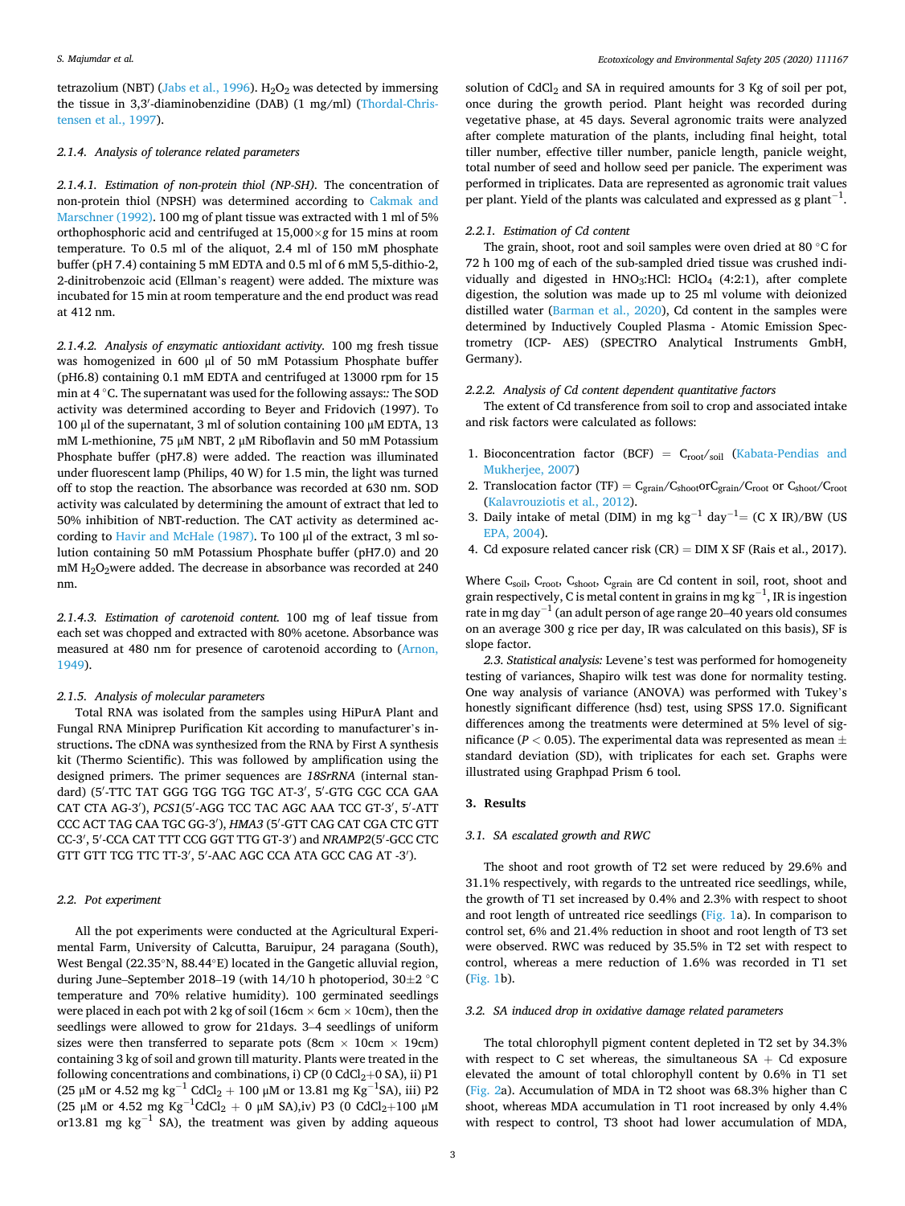tetrazolium (NBT) (Jabs et al., 1996). $H_2O_2$ was detected by immersing the tissue in 3,3′-diaminobenzidine (DAB) (1 mg/ml) (Thordal-Christensen et al., 1997).

#### 2.1.4. Analysis of tolerance related parameters

*2.1.4.1. Estimation of non-protein thiol (NP-SH).* The concentration of non-protein thiol (NPSH) was determined according to Cakmak and Marschner (1992). 100 mg of plant tissue was extracted with 1 ml of 5% orthophosphoric acid and centrifuged at 15,000×*g* for 15 mins at room temperature. To 0.5 ml of the aliquot, 2.4 ml of 150 mM phosphate buffer (pH 7.4) containing 5 mM EDTA and 0.5 ml of 6 mM 5,5-dithio-2, 2-dinitrobenzoic acid (Ellman's reagent) were added. The mixture was incubated for 15 min at room temperature and the end product was read at 412 nm.

*2.1.4.2. Analysis of enzymatic antioxidant activity.* 100 mg fresh tissue was homogenized in 600 μl of 50 mM Potassium Phosphate buffer (pH6.8) containing 0.1 mM EDTA and centrifuged at 13000 rpm for 15 min at 4 °C. The supernatant was used for the following assays:: The SOD activity was determined according to Beyer and Fridovich (1997). To 100 μl of the supernatant, 3 ml of solution containing 100 μM EDTA, 13 mM L-methionine, 75 μM NBT, 2 μM Riboflavin and 50 mM Potassium Phosphate buffer (pH7.8) were added. The reaction was illuminated under fluorescent lamp (Philips, 40 W) for 1.5 min, the light was turned off to stop the reaction. The absorbance was recorded at 630 nm. SOD activity was calculated by determining the amount of extract that led to 50% inhibition of NBT-reduction. The CAT activity as determined according to Havir and McHale (1987). To 100 μl of the extract, 3 ml solution containing 50 mM Potassium Phosphate buffer (pH7.0) and 20 mM $H_2O_2$were added. The decrease in absorbance was recorded at 240 nm.

*2.1.4.3. Estimation of carotenoid content.* 100 mg of leaf tissue from each set was chopped and extracted with 80% acetone. Absorbance was measured at 480 nm for presence of carotenoid according to (Arnon, 1949).

#### 2.1.5. Analysis of molecular parameters

Total RNA was isolated from the samples using HiPurA Plant and Fungal RNA Miniprep Purification Kit according to manufacturer's instructions**.** The cDNA was synthesized from the RNA by First A synthesis kit (Thermo Scientific). This was followed by amplification using the designed primers. The primer sequences are *18SrRNA* (internal standard) (5′-TTC TAT GGG TGG TGG TGC AT-3′, 5′-GTG CGC CCA GAA CAT CTA AG-3′), *PCS1*(5′-AGG TCC TAC AGC AAA TCC GT-3′, 5′-ATT CCC ACT TAG CAA TGC GG-3′), *HMA3* (5′-GTT CAG CAT CGA CTC GTT CC-3′, 5′-CCA CAT TTT CCG GGT TTG GT-3′) and *NRAMP2*(5′-GCC CTC GTT GTT TCG TTC TT-3′, 5′-AAC AGC CCA ATA GCC CAG AT -3′).

### 2.2. Pot experiment

All the pot experiments were conducted at the Agricultural Experimental Farm, University of Calcutta, Baruipur, 24 paragana (South), West Bengal (22.35°N, 88.44°E) located in the Gangetic alluvial region, during June–September 2018–19 (with 14/10 h photoperiod, 30±2 °C temperature and 70% relative humidity). 100 germinated seedlings were placed in each pot with 2 kg of soil (16cm × 6cm × 10cm), then the seedlings were allowed to grow for 21days. 3–4 seedlings of uniform sizes were then transferred to separate pots (8cm × 10cm × 19cm) containing 3 kg of soil and grown till maturity. Plants were treated in the following concentrations and combinations, i) CP (0 $CdCl_2$+0 SA), ii) P1 (25 μM or 4.52 mg $kg^{-1}$ $CdCl_2$ + 100 μM or 13.81 mg $Kg^{-1}$SA), iii) P2 (25 μM or 4.52 mg $Kg^{-1}$$CdCl_2$ + 0 μM SA),iv) P3 (0 $CdCl_2$+100 μM or13.81 mg $kg^{-1}$ SA), the treatment was given by adding aqueous solution of $CdCl_2$ and SA in required amounts for 3 Kg of soil per pot, once during the growth period. Plant height was recorded during vegetative phase, at 45 days. Several agronomic traits were analyzed after complete maturation of the plants, including final height, total tiller number, effective tiller number, panicle length, panicle weight, total number of seed and hollow seed per panicle. The experiment was performed in triplicates. Data are represented as agronomic trait values per plant. Yield of the plants was calculated and expressed as g $plant^{-1}$.

#### 2.2.1. Estimation of Cd content

The grain, shoot, root and soil samples were oven dried at 80 °C for 72 h 100 mg of each of the sub-sampled dried tissue was crushed individually and digested in $HNO_3$:HCl: $HClO_4$ (4:2:1), after complete digestion, the solution was made up to 25 ml volume with deionized distilled water (Barman et al., 2020), Cd content in the samples were determined by Inductively Coupled Plasma - Atomic Emission Spectrometry (ICP- AES) (SPECTRO Analytical Instruments GmbH, Germany).

#### 2.2.2. Analysis of Cd content dependent quantitative factors

The extent of Cd transference from soil to crop and associated intake and risk factors were calculated as follows:

1. Bioconcentration factor (BCF) = $C_{root}/_{soil}$ (Kabata-Pendias and Mukherjee, 2007)
2. Translocation factor (TF) = $C_{grain}/C_{shoot}$or$C_{grain}/C_{root}$ or $C_{shoot}/C_{root}$ (Kalavrouziotis et al., 2012).
3. Daily intake of metal (DIM) in mg $kg^{-1}$ $day^{-1}$= (C X IR)/BW (US EPA, 2004).
4. Cd exposure related cancer risk (CR) = DIM X SF (Rais et al., 2017).

Where $C_{soil}$, $C_{root}$, $C_{shoot}$, $C_{grain}$ are Cd content in soil, root, shoot and grain respectively, C is metal content in grains in mg $kg^{-1}$, IR is ingestion rate in mg $day^{-1}$ (an adult person of age range 20–40 years old consumes on an average 300 g rice per day, IR was calculated on this basis), SF is slope factor.

*2.3. Statistical analysis:* Levene's test was performed for homogeneity testing of variances, Shapiro wilk test was done for normality testing. One way analysis of variance (ANOVA) was performed with Tukey's honestly significant difference (hsd) test, using SPSS 17.0. Significant differences among the treatments were determined at 5% level of significance ($P < 0.05$). The experimental data was represented as mean ± standard deviation (SD), with triplicates for each set. Graphs were illustrated using Graphpad Prism 6 tool.

## 3. Results

### 3.1. SA escalated growth and RWC

The shoot and root growth of T2 set were reduced by 29.6% and 31.1% respectively, with regards to the untreated rice seedlings, while, the growth of T1 set increased by 0.4% and 2.3% with respect to shoot and root length of untreated rice seedlings (Fig. 1a). In comparison to control set, 6% and 21.4% reduction in shoot and root length of T3 set were observed. RWC was reduced by 35.5% in T2 set with respect to control, whereas a mere reduction of 1.6% was recorded in T1 set (Fig. 1b).

### 3.2. SA induced drop in oxidative damage related parameters

The total chlorophyll pigment content depleted in T2 set by 34.3% with respect to C set whereas, the simultaneous SA + Cd exposure elevated the amount of total chlorophyll content by 0.6% in T1 set (Fig. 2a). Accumulation of MDA in T2 shoot was 68.3% higher than C shoot, whereas MDA accumulation in T1 root increased by only 4.4% with respect to control, T3 shoot had lower accumulation of MDA,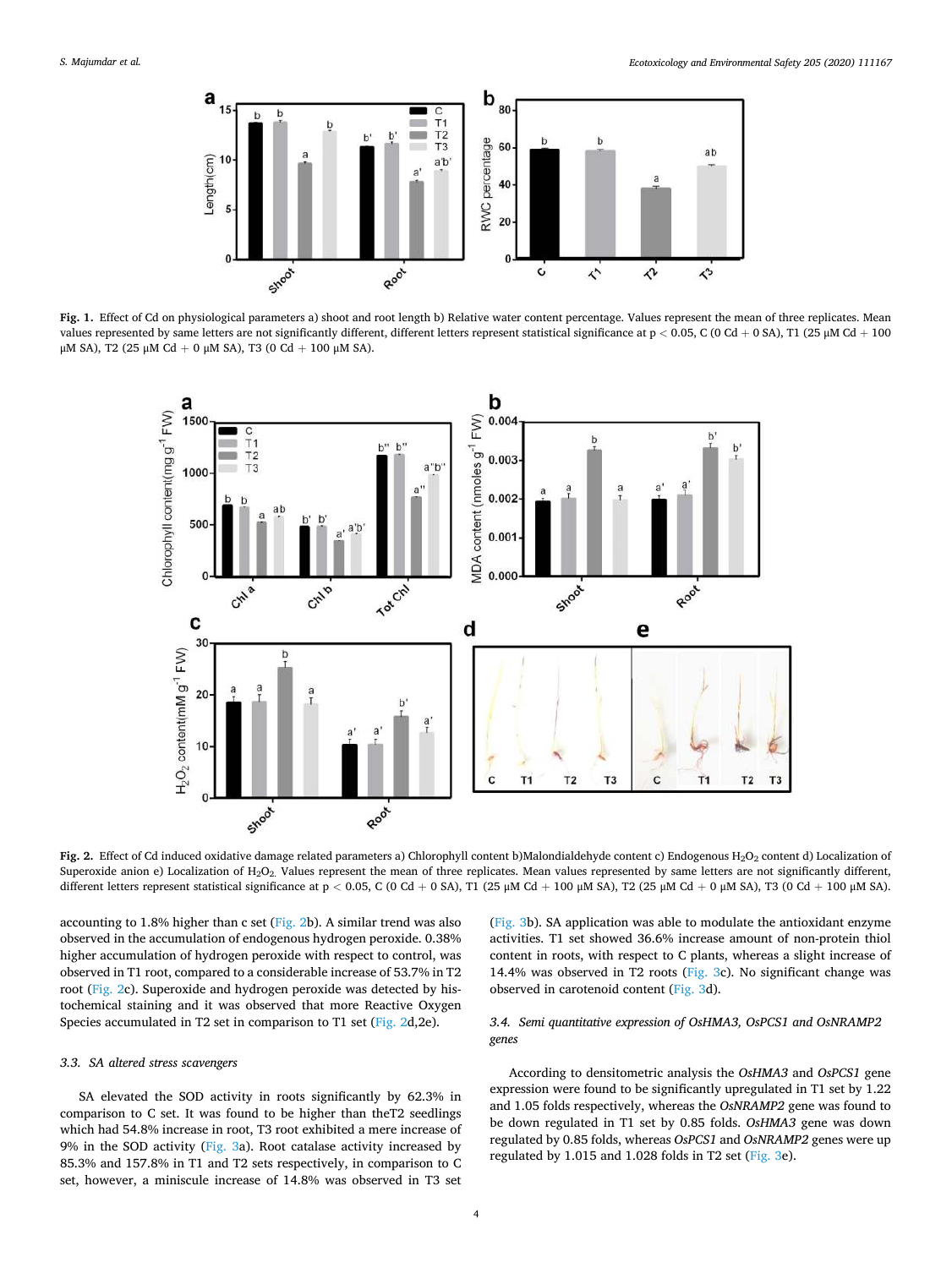Fig. 1. Effect of Cd on physiological parameters a) shoot and root length b) Relative water content percentage. Values represent the mean of three replicates. Mean values represented by same letters are not significantly different, different letters represent statistical significance at $p < 0.05$, C (0 Cd + 0 SA), T1 (25 μM Cd + 100 μM SA), T2 (25 μM Cd + 0 μM SA), T3 (0 Cd + 100 μM SA).

Fig. 2. Effect of Cd induced oxidative damage related parameters a) Chlorophyll content b)Malondialdehyde content c) Endogenous $H_2O_2$ content d) Localization of Superoxide anion e) Localization of $H_2O_2$. Values represent the mean of three replicates. Mean values represented by same letters are not significantly different, different letters represent statistical significance at $p < 0.05$, C (0 Cd + 0 SA), T1 (25 μM Cd + 100 μM SA), T2 (25 μM Cd + 0 μM SA), T3 (0 Cd + 100 μM SA).

accounting to 1.8% higher than c set (Fig. 2b). A similar trend was also observed in the accumulation of endogenous hydrogen peroxide. 0.38% higher accumulation of hydrogen peroxide with respect to control, was observed in T1 root, compared to a considerable increase of 53.7% in T2 root (Fig. 2c). Superoxide and hydrogen peroxide was detected by histochemical staining and it was observed that more Reactive Oxygen Species accumulated in T2 set in comparison to T1 set (Fig. 2d,2e).

### 3.3. SA altered stress scavengers

SA elevated the SOD activity in roots significantly by 62.3% in comparison to C set. It was found to be higher than theT2 seedlings which had 54.8% increase in root, T3 root exhibited a mere increase of 9% in the SOD activity (Fig. 3a). Root catalase activity increased by 85.3% and 157.8% in T1 and T2 sets respectively, in comparison to C set, however, a miniscule increase of 14.8% was observed in T3 set (Fig. 3b). SA application was able to modulate the antioxidant enzyme activities. T1 set showed 36.6% increase amount of non-protein thiol content in roots, with respect to C plants, whereas a slight increase of 14.4% was observed in T2 roots (Fig. 3c). No significant change was observed in carotenoid content (Fig. 3d).

### 3.4. Semi quantitative expression of OsHMA3, OsPCS1 and OsNRAMP2 genes

According to densitometric analysis the *OsHMA3* and *OsPCS1* gene expression were found to be significantly upregulated in T1 set by 1.22 and 1.05 folds respectively, whereas the *OsNRAMP2* gene was found to be down regulated in T1 set by 0.85 folds. *OsHMA3* gene was down regulated by 0.85 folds, whereas *OsPCS1* and *OsNRAMP2* genes were up regulated by 1.015 and 1.028 folds in T2 set (Fig. 3e).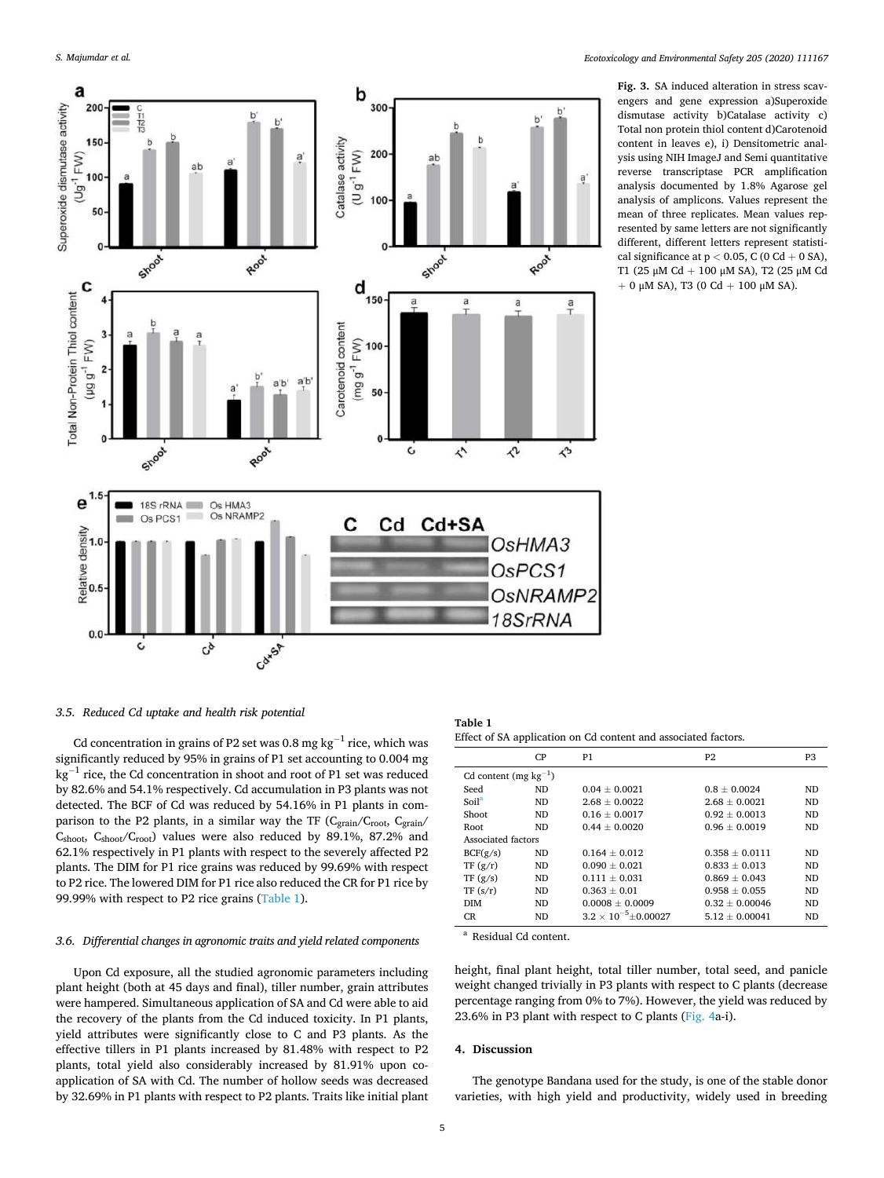**Fig. 3.** SA induced alteration in stress scavengers and gene expression a)Superoxide dismutase activity b)Catalase activity c) Total non protein thiol content d)Carotenoid content in leaves e), i) Densitometric analysis using NIH ImageJ and Semi quantitative reverse transcriptase PCR amplification analysis documented by 1.8% Agarose gel analysis of amplicons. Values represent the mean of three replicates. Mean values represented by same letters are not significantly different, different letters represent statistical significance at $p < 0.05$, C (0 Cd + 0 SA), T1 (25 μM Cd + 100 μM SA), T2 (25 μM Cd + 0 μM SA), T3 (0 Cd + 100 μM SA).

### 3.5. Reduced Cd uptake and health risk potential

Cd concentration in grains of P2 set was 0.8 mg $kg^{-1}$ rice, which was significantly reduced by 95% in grains of P1 set accounting to 0.004 mg $kg^{-1}$ rice, the Cd concentration in shoot and root of P1 set was reduced by 82.6% and 54.1% respectively. Cd accumulation in P3 plants was not detected. The BCF of Cd was reduced by 54.16% in P1 plants in comparison to the P2 plants, in a similar way the TF ($C_{grain}/C_{root}$, $C_{grain}/C_{shoot}$, $C_{shoot}/C_{root}$) values were also reduced by 89.1%, 87.2% and 62.1% respectively in P1 plants with respect to the severely affected P2 plants. The DIM for P1 rice grains was reduced by 99.69% with respect to P2 rice. The lowered DIM for P1 rice also reduced the CR for P1 rice by 99.99% with respect to P2 rice grains (Table 1).

**Table 1**
Effect of SA application on Cd content and associated factors.

| | CP | P1 | P2 | P3 |
|---|---|---|---|---|
| Cd content (mg $kg^{-1}$) | | | | |
| Seed | ND | 0.04 ± 0.0021 | 0.8 ± 0.0024 | ND |
| Soil[a] | ND | 2.68 ± 0.0022 | 2.68 ± 0.0021 | ND |
| Shoot | ND | 0.16 ± 0.0017 | 0.92 ± 0.0013 | ND |
| Root | ND | 0.44 ± 0.0020 | 0.96 ± 0.0019 | ND |
| Associated factors | | | | |
| BCF(g/s) | ND | 0.164 ± 0.012 | 0.358 ± 0.0111 | ND |
| TF (g/r) | ND | 0.090 ± 0.021 | 0.833 ± 0.013 | ND |
| TF (g/s) | ND | 0.111 ± 0.031 | 0.869 ± 0.043 | ND |
| TF (s/r) | ND | 0.363 ± 0.01 | 0.958 ± 0.055 | ND |
| DIM | ND | 0.0008 ± 0.0009 | 0.32 ± 0.00046 | ND |
| CR | ND | $3.2 \times 10^{-5}$±0.00027 | 5.12 ± 0.00041 | ND |

[a] Residual Cd content.

### 3.6. Differential changes in agronomic traits and yield related components

Upon Cd exposure, all the studied agronomic parameters including plant height (both at 45 days and final), tiller number, grain attributes were hampered. Simultaneous application of SA and Cd were able to aid the recovery of the plants from the Cd induced toxicity. In P1 plants, yield attributes were significantly close to C and P3 plants. As the effective tillers in P1 plants increased by 81.48% with respect to P2 plants, total yield also considerably increased by 81.91% upon co-application of SA with Cd. The number of hollow seeds was decreased by 32.69% in P1 plants with respect to P2 plants. Traits like initial plant height, final plant height, total tiller number, total seed, and panicle weight changed trivially in P3 plants with respect to C plants (decrease percentage ranging from 0% to 7%). However, the yield was reduced by 23.6% in P3 plant with respect to C plants (Fig. 4a-i).

## 4. Discussion

The genotype Bandana used for the study, is one of the stable donor varieties, with high yield and productivity, widely used in breeding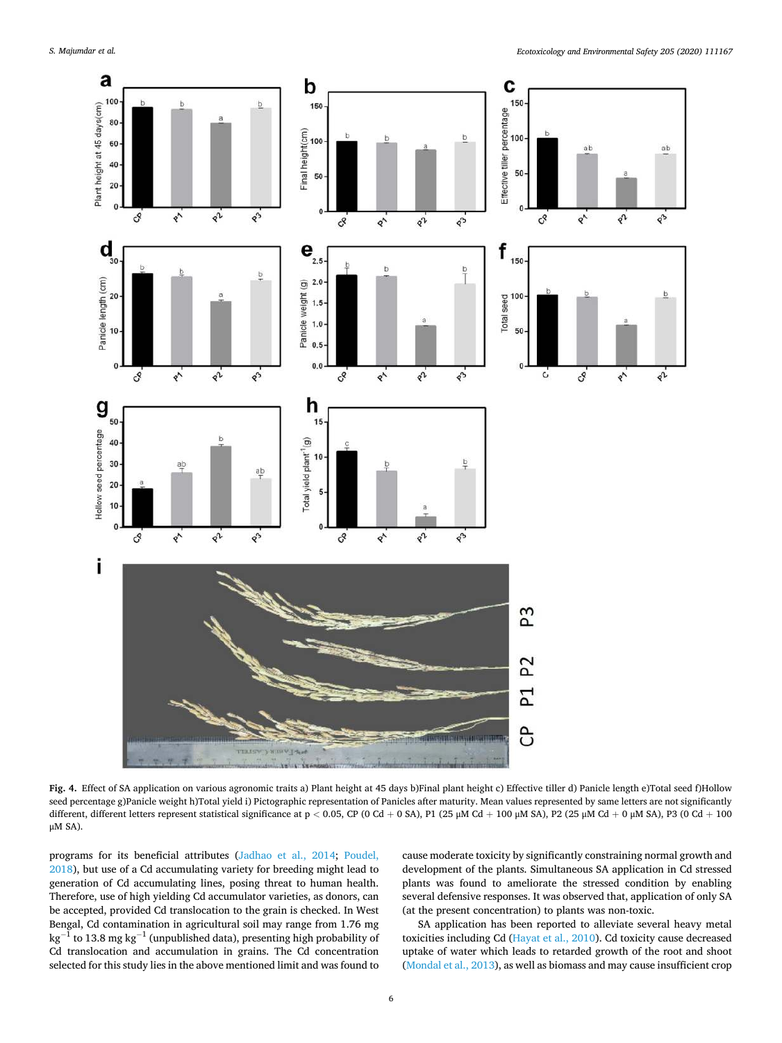**Fig. 4.** Effect of SA application on various agronomic traits a) Plant height at 45 days b)Final plant height c) Effective tiller d) Panicle length e)Total seed f)Hollow seed percentage g)Panicle weight h)Total yield i) Pictographic representation of Panicles after maturity. Mean values represented by same letters are not significantly different, different letters represent statistical significance at $p < 0.05$, CP (0 Cd + 0 SA), P1 (25 μM Cd + 100 μM SA), P2 (25 μM Cd + 0 μM SA), P3 (0 Cd + 100 μM SA).

programs for its beneficial attributes (Jadhao et al., 2014; Poudel, 2018), but use of a Cd accumulating variety for breeding might lead to generation of Cd accumulating lines, posing threat to human health. Therefore, use of high yielding Cd accumulator varieties, as donors, can be accepted, provided Cd translocation to the grain is checked. In West Bengal, Cd contamination in agricultural soil may range from 1.76 mg $kg^{-1}$ to 13.8 mg $kg^{-1}$ (unpublished data), presenting high probability of Cd translocation and accumulation in grains. The Cd concentration selected for this study lies in the above mentioned limit and was found to cause moderate toxicity by significantly constraining normal growth and development of the plants. Simultaneous SA application in Cd stressed plants was found to ameliorate the stressed condition by enabling several defensive responses. It was observed that, application of only SA (at the present concentration) to plants was non-toxic.

SA application has been reported to alleviate several heavy metal toxicities including Cd (Hayat et al., 2010). Cd toxicity cause decreased uptake of water which leads to retarded growth of the root and shoot (Mondal et al., 2013), as well as biomass and may cause insufficient crop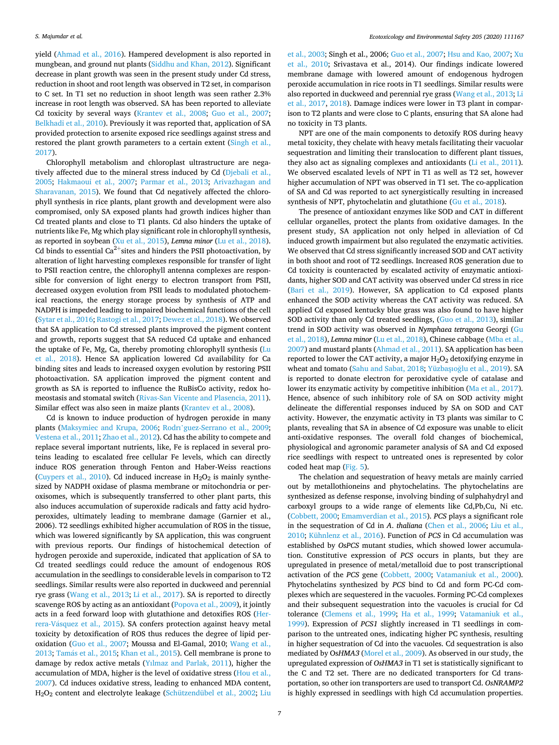yield (Ahmad et al., 2016). Hampered development is also reported in mungbean, and ground nut plants (Siddhu and Khan, 2012). Significant decrease in plant growth was seen in the present study under Cd stress, reduction in shoot and root length was observed in T2 set, in comparison to C set. In T1 set no reduction in shoot length was seen rather 2.3% increase in root length was observed. SA has been reported to alleviate Cd toxicity by several ways (Krantev et al., 2008; Guo et al., 2007; Belkhadi et al., 2010). Previously it was reported that, application of SA provided protection to arsenite exposed rice seedlings against stress and restored the plant growth parameters to a certain extent (Singh et al., 2017).

Chlorophyll metabolism and chloroplast ultrastructure are negatively affected due to the mineral stress induced by Cd (Djebali et al., 2005; Hakmaoui et al., 2007; Parmar et al., 2013; Arivazhagan and Sharavanan, 2015). We found that Cd negatively affected the chlorophyll synthesis in rice plants, plant growth and development were also compromised, only SA exposed plants had growth indices higher than Cd treated plants and close to T1 plants. Cd also hinders the uptake of nutrients like Fe, Mg which play significant role in chlorophyll synthesis, as reported in soybean (Xu et al., 2015), *Lemna minor* (Lu et al., 2018). Cd binds to essential $Ca^{2+}$sites and hinders the PSII photoactivation, by alteration of light harvesting complexes responsible for transfer of light to PSII reaction centre, the chlorophyll antenna complexes are responsible for conversion of light energy to electron transport from PSII, decreased oxygen evolution from PSII leads to modulated photochemical reactions, the energy storage process by synthesis of ATP and NADPH is impeded leading to impaired biochemical functions of the cell (Sytar et al., 2016; Rastogi et al., 2017; Dewez et al., 2018). We observed that SA application to Cd stressed plants improved the pigment content and growth, reports suggest that SA reduced Cd uptake and enhanced the uptake of Fe, Mg, Ca, thereby promoting chlorophyll synthesis (Lu et al., 2018). Hence SA application lowered Cd availability for Ca binding sites and leads to increased oxygen evolution by restoring PSII photoactivation. SA application improved the pigment content and growth as SA is reported to influence the RuBisCo activity, redox homeostasis and stomatal switch (Rivas-San Vicente and Plasencia, 2011). Similar effect was also seen in maize plants (Krantev et al., 2008).

Cd is known to induce production of hydrogen peroxide in many plants (Maksymiec and Krupa, 2006; Rodrı'guez-Serrano et al., 2009; Vestena et al., 2011; Zhao et al., 2012). Cd has the ability to compete and replace several important nutrients, like, Fe is replaced in several proteins leading to escalated free cellular Fe levels, which can directly induce ROS generation through Fenton and Haber-Weiss reactions (Cuypers et al., 2010). Cd induced increase in $H_2O_2$ is mainly synthesized by NADPH oxidase of plasma membrane or mitochondria or peroxisomes, which is subsequently transferred to other plant parts, this also induces accumulation of superoxide radicals and fatty acid hydroperoxides, ultimately leading to membrane damage (Garnier et al., 2006). T2 seedlings exhibited higher accumulation of ROS in the tissue, which was lowered significantly by SA application, this was congruent with previous reports. Our findings of histochemical detection of hydrogen peroxide and superoxide, indicated that application of SA to Cd treated seedlings could reduce the amount of endogenous ROS accumulation in the seedlings to considerable levels in comparison to T2 seedlings. Similar results were also reported in duckweed and perennial rye grass (Wang et al., 2013; Li et al., 2017). SA is reported to directly scavenge ROS by acting as an antioxidant (Popova et al., 2009), it jointly acts in a feed forward loop with glutathione and detoxifies ROS (Herrera-Vásquez et al., 2015). SA confers protection against heavy metal toxicity by detoxification of ROS thus reduces the degree of lipid peroxidation (Guo et al., 2007; Moussa and El-Gamal, 2010; Wang et al., 2013; Tamás et al., 2015; Khan et al., 2015). Cell membrane is prone to damage by redox active metals (Yılmaz and Parlak, 2011), higher the accumulation of MDA, higher is the level of oxidative stress (Hou et al., 2007). Cd induces oxidative stress, leading to enhanced MDA content, $H_2O_2$ content and electrolyte leakage (Schützendübel et al., 2002; Liu et al., 2003; Singh et al., 2006; Guo et al., 2007; Hsu and Kao, 2007; Xu et al., 2010; Srivastava et al., 2014). Our findings indicate lowered membrane damage with lowered amount of endogenous hydrogen peroxide accumulation in rice roots in T1 seedlings. Similar results were also reported in duckweed and perennial rye grass (Wang et al., 2013; Li et al., 2017, 2018). Damage indices were lower in T3 plant in comparison to T2 plants and were close to C plants, ensuring that SA alone had no toxicity in T3 plants.

NPT are one of the main components to detoxify ROS during heavy metal toxicity, they chelate with heavy metals facilitating their vacuolar sequestration and limiting their translocation to different plant tissues, they also act as signaling complexes and antioxidants (Li et al., 2011). We observed escalated levels of NPT in T1 as well as T2 set, however higher accumulation of NPT was observed in T1 set. The co-application of SA and Cd was reported to act synergistically resulting in increased synthesis of NPT, phytochelatin and glutathione (Gu et al., 2018).

The presence of antioxidant enzymes like SOD and CAT in different cellular organelles, protect the plants from oxidative damages. In the present study, SA application not only helped in alleviation of Cd induced growth impairment but also regulated the enzymatic activities. We observed that Cd stress significantly increased SOD and CAT activity in both shoot and root of T2 seedlings. Increased ROS generation due to Cd toxicity is counteracted by escalated activity of enzymatic antioxidants, higher SOD and CAT activity was observed under Cd stress in rice (Bari et al., 2019). However, SA application to Cd exposed plants enhanced the SOD activity whereas the CAT activity was reduced. SA applied Cd exposed kentucky blue grass was also found to have higher SOD activity than only Cd treated seedlings, (Guo et al., 2013), similar trend in SOD activity was observed in *Nymphaea tetragona* Georgi (Gu et al., 2018), *Lemna minor* (Lu et al., 2018), Chinese cabbage (Mba et al., 2007) and mustard plants (Ahmad et al., 2011). SA application has been reported to lower the CAT activity, a major $H_2O_2$ detoxifying enzyme in wheat and tomato (Sahu and Sabat, 2018; Yüzbaşıoğlu et al., 2019). SA is reported to donate electron for peroxidative cycle of catalase and lower its enzymatic activity by competitive inhibition (Ma et al., 2017). Hence, absence of such inhibitory role of SA on SOD activity might delineate the differential responses induced by SA on SOD and CAT activity. However, the enzymatic activity in T3 plants was similar to C plants, revealing that SA in absence of Cd exposure was unable to elicit anti-oxidative responses. The overall fold changes of biochemical, physiological and agronomic parameter analysis of SA and Cd exposed rice seedlings with respect to untreated ones is represented by color coded heat map (Fig. 5).

The chelation and sequestration of heavy metals are mainly carried out by metallothioneins and phytochelatins. The phytochelatins are synthesized as defense response, involving binding of sulphahydryl and carboxyl groups to a wide range of elements like Cd,Pb,Cu, Ni etc. (Cobbett, 2000; Emamverdian et al., 2015). *PCS* plays a significant role in the sequestration of Cd in *A. thaliana* (Chen et al., 2006; Liu et al., 2010; Kühnlenz et al., 2016). Function of *PCS* in Cd accumulation was established by *OsPCS* mutant studies, which showed lower accumulation. Constitutive expression of *PCS* occurs in plants, but they are upregulated in presence of metal/metalloid due to post transcriptional activation of the *PCS* gene (Cobbett, 2000; Vatamaniuk et al., 2000). Phytochelatins synthesized by *PCS* bind to Cd and form PC-Cd complexes which are sequestered in the vacuoles. Forming PC-Cd complexes and their subsequent sequestration into the vacuoles is crucial for Cd tolerance (Clemens et al., 1999; Ha et al., 1999; Vatamaniuk et al., 1999). Expression of *PCS1* slightly increased in T1 seedlings in comparison to the untreated ones, indicating higher PC synthesis, resulting in higher sequestration of Cd into the vacuoles. Cd sequestration is also mediated by Os*HMA3* (Morel et al., 2009). As observed in our study, the upregulated expression of *OsHMA3* in T1 set is statistically significant to the C and T2 set. There are no dedicated transporters for Cd transportation, so other ion transporters are used to transport Cd. *OsNRAMP2* is highly expressed in seedlings with high Cd accumulation properties.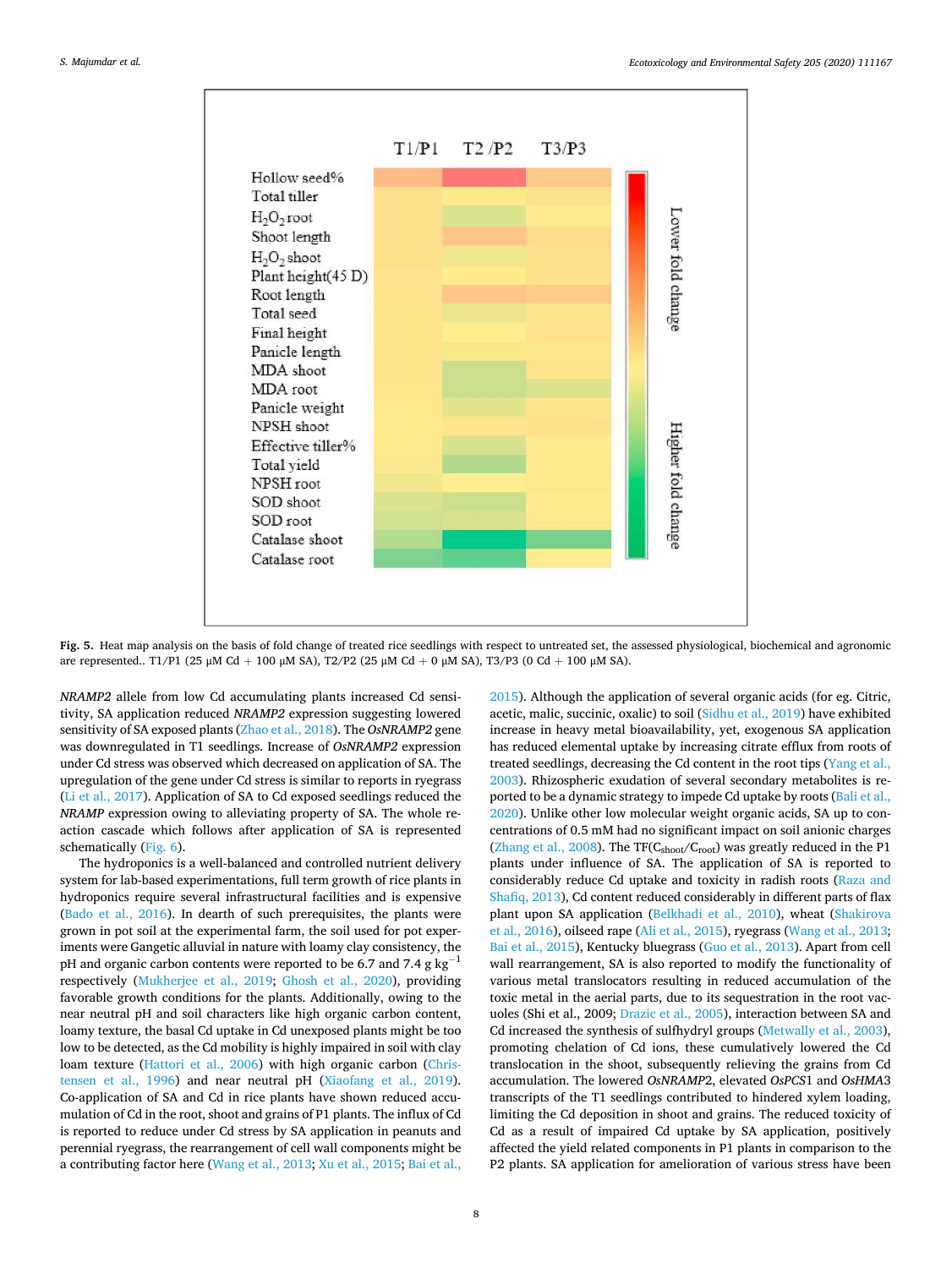Fig. 5. Heat map analysis on the basis of fold change of treated rice seedlings with respect to untreated set, the assessed physiological, biochemical and agronomic are represented.. T1/P1 (25 μM Cd + 100 μM SA), T2/P2 (25 μM Cd + 0 μM SA), T3/P3 (0 Cd + 100 μM SA).

*NRAMP2* allele from low Cd accumulating plants increased Cd sensitivity, SA application reduced *NRAMP2* expression suggesting lowered sensitivity of SA exposed plants (Zhao et al., 2018). The *OsNRAMP2* gene was downregulated in T1 seedlings. Increase of *OsNRAMP2* expression under Cd stress was observed which decreased on application of SA. The upregulation of the gene under Cd stress is similar to reports in ryegrass (Li et al., 2017). Application of SA to Cd exposed seedlings reduced the *NRAMP* expression owing to alleviating property of SA. The whole reaction cascade which follows after application of SA is represented schematically (Fig. 6).

The hydroponics is a well-balanced and controlled nutrient delivery system for lab-based experimentations, full term growth of rice plants in hydroponics require several infrastructural facilities and is expensive (Bado et al., 2016). In dearth of such prerequisites, the plants were grown in pot soil at the experimental farm, the soil used for pot experiments were Gangetic alluvial in nature with loamy clay consistency, the pH and organic carbon contents were reported to be 6.7 and 7.4 g $kg^{-1}$ respectively (Mukherjee et al., 2019; Ghosh et al., 2020), providing favorable growth conditions for the plants. Additionally, owing to the near neutral pH and soil characters like high organic carbon content, loamy texture, the basal Cd uptake in Cd unexposed plants might be too low to be detected, as the Cd mobility is highly impaired in soil with clay loam texture (Hattori et al., 2006) with high organic carbon (Christensen et al., 1996) and near neutral pH (Xiaofang et al., 2019). Co-application of SA and Cd in rice plants have shown reduced accumulation of Cd in the root, shoot and grains of P1 plants. The influx of Cd is reported to reduce under Cd stress by SA application in peanuts and perennial ryegrass, the rearrangement of cell wall components might be a contributing factor here (Wang et al., 2013; Xu et al., 2015; Bai et al., 2015). Although the application of several organic acids (for eg. Citric, acetic, malic, succinic, oxalic) to soil (Sidhu et al., 2019) have exhibited increase in heavy metal bioavailability, yet, exogenous SA application has reduced elemental uptake by increasing citrate efflux from roots of treated seedlings, decreasing the Cd content in the root tips (Yang et al., 2003). Rhizospheric exudation of several secondary metabolites is reported to be a dynamic strategy to impede Cd uptake by roots (Bali et al., 2020). Unlike other low molecular weight organic acids, SA up to concentrations of 0.5 mM had no significant impact on soil anionic charges (Zhang et al., 2008). The TF($C_{shoot}/C_{root}$) was greatly reduced in the P1 plants under influence of SA. The application of SA is reported to considerably reduce Cd uptake and toxicity in radish roots (Raza and Shafiq, 2013), Cd content reduced considerably in different parts of flax plant upon SA application (Belkhadi et al., 2010), wheat (Shakirova et al., 2016), oilseed rape (Ali et al., 2015), ryegrass (Wang et al., 2013; Bai et al., 2015), Kentucky bluegrass (Guo et al., 2013). Apart from cell wall rearrangement, SA is also reported to modify the functionality of various metal translocators resulting in reduced accumulation of the toxic metal in the aerial parts, due to its sequestration in the root vacuoles (Shi et al., 2009; Drazic et al., 2005), interaction between SA and Cd increased the synthesis of sulfhydryl groups (Metwally et al., 2003), promoting chelation of Cd ions, these cumulatively lowered the Cd translocation in the shoot, subsequently relieving the grains from Cd accumulation. The lowered *OsNRAMP2*, elevated *OsPCS*1 and *OsHMA*3 transcripts of the T1 seedlings contributed to hindered xylem loading, limiting the Cd deposition in shoot and grains. The reduced toxicity of Cd as a result of impaired Cd uptake by SA application, positively affected the yield related components in P1 plants in comparison to the P2 plants. SA application for amelioration of various stress have been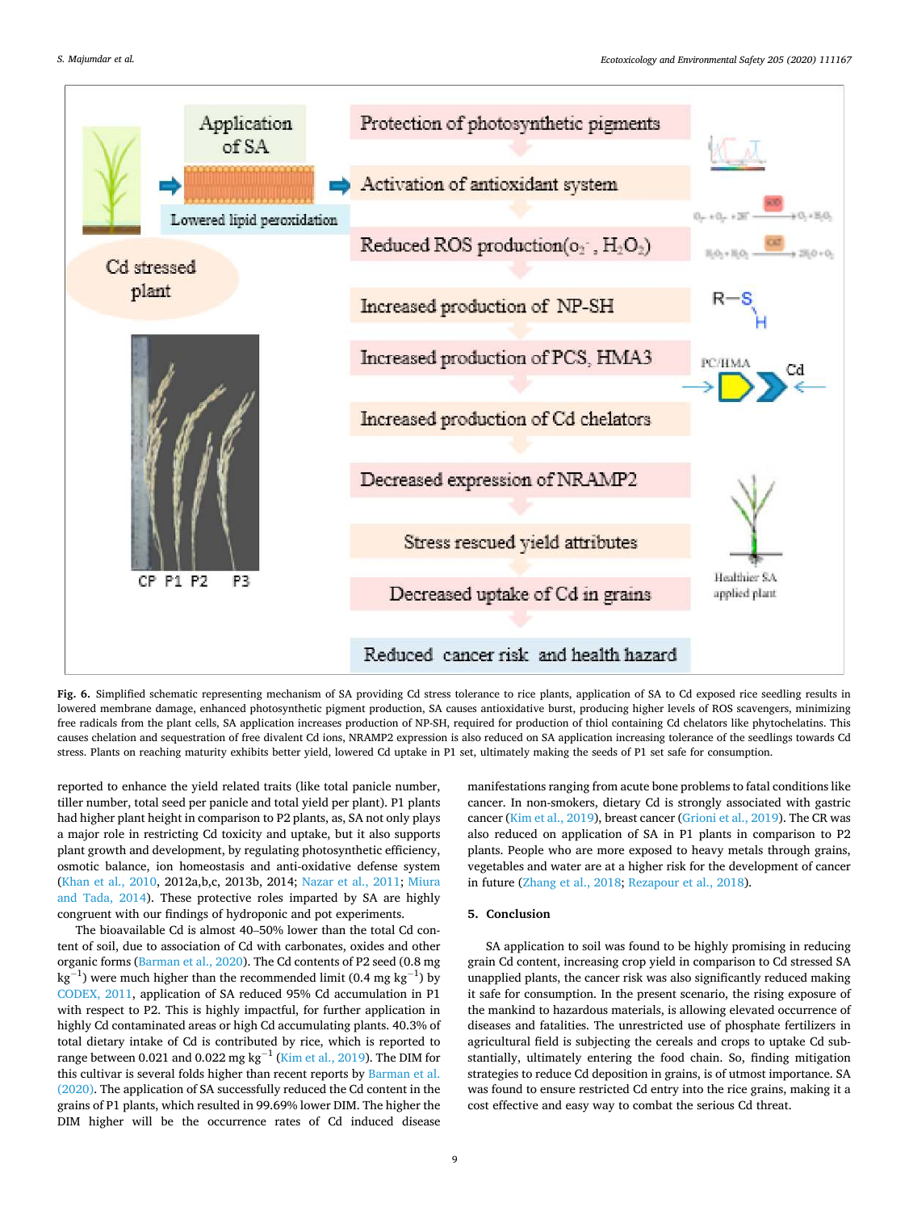Fig. 6. Simplified schematic representing mechanism of SA providing Cd stress tolerance to rice plants, application of SA to Cd exposed rice seedling results in lowered membrane damage, enhanced photosynthetic pigment production, SA causes antioxidative burst, producing higher levels of ROS scavengers, minimizing free radicals from the plant cells, SA application increases production of NP-SH, required for production of thiol containing Cd chelators like phytochelatins. This causes chelation and sequestration of free divalent Cd ions, NRAMP2 expression is also reduced on SA application increasing tolerance of the seedlings towards Cd stress. Plants on reaching maturity exhibits better yield, lowered Cd uptake in P1 set, ultimately making the seeds of P1 set safe for consumption.

reported to enhance the yield related traits (like total panicle number, tiller number, total seed per panicle and total yield per plant). P1 plants had higher plant height in comparison to P2 plants, as, SA not only plays a major role in restricting Cd toxicity and uptake, but it also supports plant growth and development, by regulating photosynthetic efficiency, osmotic balance, ion homeostasis and anti-oxidative defense system (Khan et al., 2010, 2012a,b,c, 2013b, 2014; Nazar et al., 2011; Miura and Tada, 2014). These protective roles imparted by SA are highly congruent with our findings of hydroponic and pot experiments.

The bioavailable Cd is almost 40–50% lower than the total Cd content of soil, due to association of Cd with carbonates, oxides and other organic forms (Barman et al., 2020). The Cd contents of P2 seed (0.8 mg $kg^{-1}$) were much higher than the recommended limit (0.4 mg $kg^{-1}$) by CODEX, 2011, application of SA reduced 95% Cd accumulation in P1 with respect to P2. This is highly impactful, for further application in highly Cd contaminated areas or high Cd accumulating plants. 40.3% of total dietary intake of Cd is contributed by rice, which is reported to range between 0.021 and 0.022 mg $kg^{-1}$ (Kim et al., 2019). The DIM for this cultivar is several folds higher than recent reports by Barman et al. (2020). The application of SA successfully reduced the Cd content in the grains of P1 plants, which resulted in 99.69% lower DIM. The higher the DIM higher will be the occurrence rates of Cd induced disease manifestations ranging from acute bone problems to fatal conditions like cancer. In non-smokers, dietary Cd is strongly associated with gastric cancer (Kim et al., 2019), breast cancer (Grioni et al., 2019). The CR was also reduced on application of SA in P1 plants in comparison to P2 plants. People who are more exposed to heavy metals through grains, vegetables and water are at a higher risk for the development of cancer in future (Zhang et al., 2018; Rezapour et al., 2018).

## 5. Conclusion

SA application to soil was found to be highly promising in reducing grain Cd content, increasing crop yield in comparison to Cd stressed SA unapplied plants, the cancer risk was also significantly reduced making it safe for consumption. In the present scenario, the rising exposure of the mankind to hazardous materials, is allowing elevated occurrence of diseases and fatalities. The unrestricted use of phosphate fertilizers in agricultural field is subjecting the cereals and crops to uptake Cd substantially, ultimately entering the food chain. So, finding mitigation strategies to reduce Cd deposition in grains, is of utmost importance. SA was found to ensure restricted Cd entry into the rice grains, making it a cost effective and easy way to combat the serious Cd threat.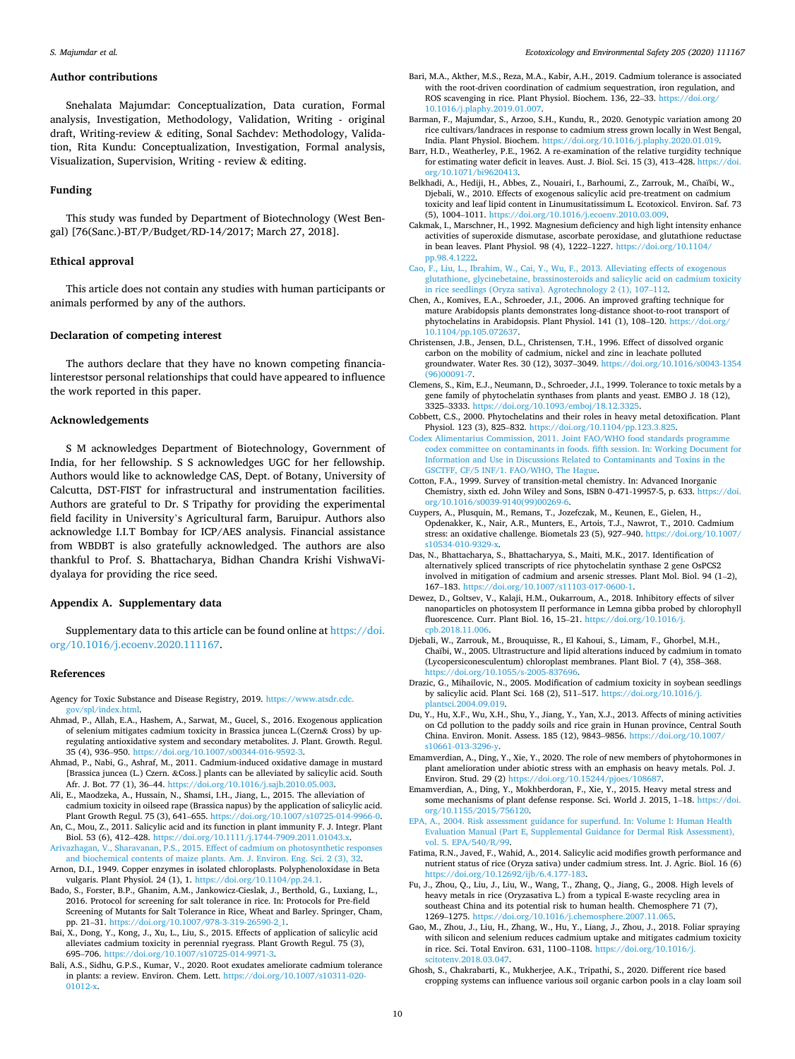## Author contributions

Snehalata Majumdar: Conceptualization, Data curation, Formal analysis, Investigation, Methodology, Validation, Writing - original draft, Writing-review & editing, Sonal Sachdev: Methodology, Validation, Rita Kundu: Conceptualization, Investigation, Formal analysis, Visualization, Supervision, Writing - review & editing.

## Funding

This study was funded by Department of Biotechnology (West Bengal) [76(Sanc.)-BT/P/Budget/RD-14/2017; March 27, 2018].

## Ethical approval

This article does not contain any studies with human participants or animals performed by any of the authors.

## Declaration of competing interest

The authors declare that they have no known competing financialinterestsor personal relationships that could have appeared to influence the work reported in this paper.

## Acknowledgements

S M acknowledges Department of Biotechnology, Government of India, for her fellowship. S S acknowledges UGC for her fellowship. Authors would like to acknowledge CAS, Dept. of Botany, University of Calcutta, DST-FIST for infrastructural and instrumentation facilities. Authors are grateful to Dr. S Tripathy for providing the experimental field facility in University's Agricultural farm, Baruipur. Authors also acknowledge I.I.T Bombay for ICP/AES analysis. Financial assistance from WBDBT is also gratefully acknowledged. The authors are also thankful to Prof. S. Bhattacharya, Bidhan Chandra Krishi VishwaVidyalaya for providing the rice seed.

## Appendix A. Supplementary data

Supplementary data to this article can be found online at https://doi.org/10.1016/j.ecoenv.2020.111167.

## References

Agency for Toxic Substance and Disease Registry, 2019. https://www.atsdr.cdc.gov/spl/index.html.

Ahmad, P., Allah, E.A., Hashem, A., Sarwat, M., Gucel, S., 2016. Exogenous application of selenium mitigates cadmium toxicity in Brassica juncea L.(Czern& Cross) by up-regulating antioxidative system and secondary metabolites. J. Plant. Growth. Regul. 35 (4), 936–950. https://doi.org/10.1007/s00344-016-9592-3.

Ahmad, P., Nabi, G., Ashraf, M., 2011. Cadmium-induced oxidative damage in mustard [Brassica juncea (L.) Czern. &Coss.] plants can be alleviated by salicylic acid. South Afr. J. Bot. 77 (1), 36–44. https://doi.org/10.1016/j.sajb.2010.05.003.

Ali, E., Maodzeka, A., Hussain, N., Shamsi, I.H., Jiang, L., 2015. The alleviation of cadmium toxicity in oilseed rape (Brassica napus) by the application of salicylic acid. Plant Growth Regul. 75 (3), 641–655. https://doi.org/10.1007/s10725-014-9966-0.

An, C., Mou, Z., 2011. Salicylic acid and its function in plant immunity F. J. Integr. Plant Biol. 53 (6), 412–428. https://doi.org/10.1111/j.1744-7909.2011.01043.x.

Arivazhagan, V., Sharavanan, P.S., 2015. Effect of cadmium on photosynthetic responses and biochemical contents of maize plants. Am. J. Environ. Eng. Sci. 2 (3), 32.

Arnon, D.I., 1949. Copper enzymes in isolated chloroplasts. Polyphenoloxidase in Beta vulgaris. Plant Physiol. 24 (1), 1. https://doi.org/10.1104/pp.24.1.

Bado, S., Forster, B.P., Ghanim, A.M., Jankowicz-Cieslak, J., Berthold, G., Luxiang, L., 2016. Protocol for screening for salt tolerance in rice. In: Protocols for Pre-field Screening of Mutants for Salt Tolerance in Rice, Wheat and Barley. Springer, Cham, pp. 21–31. https://doi.org/10.1007/978-3-319-26590-2_1.

Bai, X., Dong, Y., Kong, J., Xu, L., Liu, S., 2015. Effects of application of salicylic acid alleviates cadmium toxicity in perennial ryegrass. Plant Growth Regul. 75 (3), 695–706. https://doi.org/10.1007/s10725-014-9971-3.

Bali, A.S., Sidhu, G.P.S., Kumar, V., 2020. Root exudates ameliorate cadmium tolerance in plants: a review. Environ. Chem. Lett. https://doi.org/10.1007/s10311-020-01012-x.

Bari, M.A., Akther, M.S., Reza, M.A., Kabir, A.H., 2019. Cadmium tolerance is associated with the root-driven coordination of cadmium sequestration, iron regulation, and ROS scavenging in rice. Plant Physiol. Biochem. 136, 22–33. https://doi.org/10.1016/j.plaphy.2019.01.007.

Barman, F., Majumdar, S., Arzoo, S.H., Kundu, R., 2020. Genotypic variation among 20 rice cultivars/landraces in response to cadmium stress grown locally in West Bengal, India. Plant Physiol. Biochem. https://doi.org/10.1016/j.plaphy.2020.01.019.

Barr, H.D., Weatherley, P.E., 1962. A re-examination of the relative turgidity technique for estimating water deficit in leaves. Aust. J. Biol. Sci. 15 (3), 413–428. https://doi.org/10.1071/bi9620413.

Belkhadi, A., Hediji, H., Abbes, Z., Nouairi, I., Barhoumi, Z., Zarrouk, M., Chaïbi, W., Djebali, W., 2010. Effects of exogenous salicylic acid pre-treatment on cadmium toxicity and leaf lipid content in Linumusitatissimum L. Ecotoxicol. Environ. Saf. 73 (5), 1004–1011. https://doi.org/10.1016/j.ecoenv.2010.03.009.

Cakmak, I., Marschner, H., 1992. Magnesium deficiency and high light intensity enhance activities of superoxide dismutase, ascorbate peroxidase, and glutathione reductase in bean leaves. Plant Physiol. 98 (4), 1222–1227. https://doi.org/10.1104/pp.98.4.1222.

Cao, F., Liu, L., Ibrahim, W., Cai, Y., Wu, F., 2013. Alleviating effects of exogenous glutathione, glycinebetaine, brassinosteroids and salicylic acid on cadmium toxicity in rice seedlings (Oryza sativa). Agrotechnology 2 (1), 107–112.

Chen, A., Komives, E.A., Schroeder, J.I., 2006. An improved grafting technique for mature Arabidopsis plants demonstrates long-distance shoot-to-root transport of phytochelatins in Arabidopsis. Plant Physiol. 141 (1), 108–120. https://doi.org/10.1104/pp.105.072637.

Christensen, J.B., Jensen, D.L., Christensen, T.H., 1996. Effect of dissolved organic carbon on the mobility of cadmium, nickel and zinc in leachate polluted groundwater. Water Res. 30 (12), 3037–3049. https://doi.org/10.1016/s0043-1354(96)00091-7.

Clemens, S., Kim, E.J., Neumann, D., Schroeder, J.I., 1999. Tolerance to toxic metals by a gene family of phytochelatin synthases from plants and yeast. EMBO J. 18 (12), 3325–3333. https://doi.org/10.1093/emboj/18.12.3325.

Cobbett, C.S., 2000. Phytochelatins and their roles in heavy metal detoxification. Plant Physiol. 123 (3), 825–832. https://doi.org/10.1104/pp.123.3.825.

Codex Alimentarius Commission, 2011. Joint FAO/WHO food standards programme codex committee on contaminants in foods. fifth session. In: Working Document for Information and Use in Discussions Related to Contaminants and Toxins in the GSCTFF, CF/5 INF/1. FAO/WHO, The Hague.

Cotton, F.A., 1999. Survey of transition-metal chemistry. In: Advanced Inorganic Chemistry, sixth ed. John Wiley and Sons, ISBN 0-471-19957-5, p. 633. https://doi.org/10.1016/s0039-9140(99)00269-6.

Cuypers, A., Plusquin, M., Remans, T., Jozefczak, M., Keunen, E., Gielen, H., Opdenakker, K., Nair, A.R., Munters, E., Artois, T.J., Nawrot, T., 2010. Cadmium stress: an oxidative challenge. Biometals 23 (5), 927–940. https://doi.org/10.1007/s10534-010-9329-x.

Das, N., Bhattacharya, S., Bhattacharyya, S., Maiti, M.K., 2017. Identification of alternatively spliced transcripts of rice phytochelatin synthase 2 gene OsPCS2 involved in mitigation of cadmium and arsenic stresses. Plant Mol. Biol. 94 (1–2), 167–183. https://doi.org/10.1007/s11103-017-0600-1.

Dewez, D., Goltsev, V., Kalaji, H.M., Oukarroum, A., 2018. Inhibitory effects of silver nanoparticles on photosystem II performance in Lemna gibba probed by chlorophyll fluorescence. Curr. Plant Biol. 16, 15–21. https://doi.org/10.1016/j.cpb.2018.11.006.

Djebali, W., Zarrouk, M., Brouquisse, R., El Kahoui, S., Limam, F., Ghorbel, M.H., Chaïbi, W., 2005. Ultrastructure and lipid alterations induced by cadmium in tomato (Lycopersiconesculentum) chloroplast membranes. Plant Biol. 7 (4), 358–368. https://doi.org/10.1055/s-2005-837696.

Drazic, G., Mihailovic, N., 2005. Modification of cadmium toxicity in soybean seedlings by salicylic acid. Plant Sci. 168 (2), 511–517. https://doi.org/10.1016/j.plantsci.2004.09.019.

Du, Y., Hu, X.F., Wu, X.H., Shu, Y., Jiang, Y., Yan, X.J., 2013. Affects of mining activities on Cd pollution to the paddy soils and rice grain in Hunan province, Central South China. Environ. Monit. Assess. 185 (12), 9843–9856. https://doi.org/10.1007/s10661-013-3296-y.

Emamverdian, A., Ding, Y., Xie, Y., 2020. The role of new members of phytohormones in plant amelioration under abiotic stress with an emphasis on heavy metals. Pol. J. Environ. Stud. 29 (2) https://doi.org/10.15244/pjoes/108687.

Emamverdian, A., Ding, Y., Mokhberdoran, F., Xie, Y., 2015. Heavy metal stress and some mechanisms of plant defense response. Sci. World J. 2015, 1–18. https://doi.org/10.1155/2015/756120.

EPA, A., 2004. Risk assessment guidance for superfund. In: Volume I: Human Health Evaluation Manual (Part E, Supplemental Guidance for Dermal Risk Assessment), vol. 5. EPA/540/R/99.

Fatima, R.N., Javed, F., Wahid, A., 2014. Salicylic acid modifies growth performance and nutrient status of rice (Oryza sativa) under cadmium stress. Int. J. Agric. Biol. 16 (6) https://doi.org/10.12692/ijb/6.4.177-183.

Fu, J., Zhou, Q., Liu, J., Liu, W., Wang, T., Zhang, Q., Jiang, G., 2008. High levels of heavy metals in rice (Oryzasativa L.) from a typical E-waste recycling area in southeast China and its potential risk to human health. Chemosphere 71 (7), 1269–1275. https://doi.org/10.1016/j.chemosphere.2007.11.065.

Gao, M., Zhou, J., Liu, H., Zhang, W., Hu, Y., Liang, J., Zhou, J., 2018. Foliar spraying with silicon and selenium reduces cadmium uptake and mitigates cadmium toxicity in rice. Sci. Total Environ. 631, 1100–1108. https://doi.org/10.1016/j.scitotenv.2018.03.047.

Ghosh, S., Chakrabarti, K., Mukherjee, A.K., Tripathi, S., 2020. Different rice based cropping systems can influence various soil organic carbon pools in a clay loam soil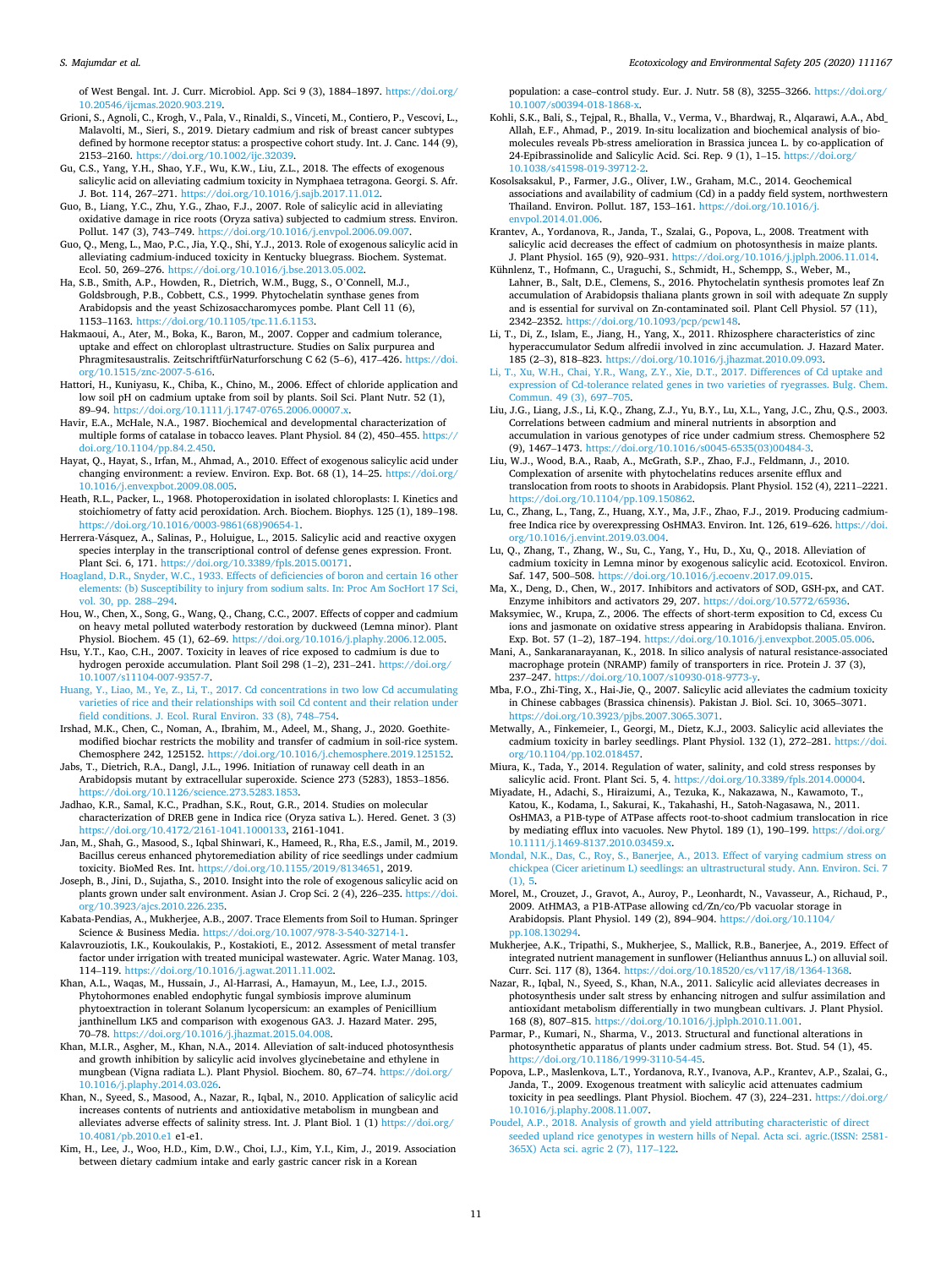of West Bengal. Int. J. Curr. Microbiol. App. Sci 9 (3), 1884–1897. https://doi.org/10.20546/ijcmas.2020.903.219.

Grioni, S., Agnoli, C., Krogh, V., Pala, V., Rinaldi, S., Vinceti, M., Contiero, P., Vescovi, L., Malavolti, M., Sieri, S., 2019. Dietary cadmium and risk of breast cancer subtypes defined by hormone receptor status: a prospective cohort study. Int. J. Canc. 144 (9), 2153–2160. https://doi.org/10.1002/ijc.32039.

Gu, C.S., Yang, Y.H., Shao, Y.F., Wu, K.W., Liu, Z.L., 2018. The effects of exogenous salicylic acid on alleviating cadmium toxicity in Nymphaea tetragona. Georgi. S. Afr. J. Bot. 114, 267–271. https://doi.org/10.1016/j.sajb.2017.11.012.

Guo, B., Liang, Y.C., Zhu, Y.G., Zhao, F.J., 2007. Role of salicylic acid in alleviating oxidative damage in rice roots (Oryza sativa) subjected to cadmium stress. Environ. Pollut. 147 (3), 743–749. https://doi.org/10.1016/j.envpol.2006.09.007.

Guo, Q., Meng, L., Mao, P.C., Jia, Y.Q., Shi, Y.J., 2013. Role of exogenous salicylic acid in alleviating cadmium-induced toxicity in Kentucky bluegrass. Biochem. Systemat. Ecol. 50, 269–276. https://doi.org/10.1016/j.bse.2013.05.002.

Ha, S.B., Smith, A.P., Howden, R., Dietrich, W.M., Bugg, S., O'Connell, M.J., Goldsbrough, P.B., Cobbett, C.S., 1999. Phytochelatin synthase genes from Arabidopsis and the yeast Schizosaccharomyces pombe. Plant Cell 11 (6), 1153–1163. https://doi.org/10.1105/tpc.11.6.1153.

Hakmaoui, A., Ater, M., Boka, K., Baron, M., 2007. Copper and cadmium tolerance, uptake and effect on chloroplast ultrastructure. Studies on Salix purpurea and Phragmitesaustralis. ZeitschriftfürNaturforschung C 62 (5–6), 417–426. https://doi.org/10.1515/znc-2007-5-616.

Hattori, H., Kuniyasu, K., Chiba, K., Chino, M., 2006. Effect of chloride application and low soil pH on cadmium uptake from soil by plants. Soil Sci. Plant Nutr. 52 (1), 89–94. https://doi.org/10.1111/j.1747-0765.2006.00007.x.

Havir, E.A., McHale, N.A., 1987. Biochemical and developmental characterization of multiple forms of catalase in tobacco leaves. Plant Physiol. 84 (2), 450–455. https://doi.org/10.1104/pp.84.2.450.

Hayat, Q., Hayat, S., Irfan, M., Ahmad, A., 2010. Effect of exogenous salicylic acid under changing environment: a review. Environ. Exp. Bot. 68 (1), 14–25. https://doi.org/10.1016/j.envexpbot.2009.08.005.

Heath, R.L., Packer, L., 1968. Photoperoxidation in isolated chloroplasts: I. Kinetics and stoichiometry of fatty acid peroxidation. Arch. Biochem. Biophys. 125 (1), 189–198. https://doi.org/10.1016/0003-9861(68)90654-1.

Herrera-Vásquez, A., Salinas, P., Holuigue, L., 2015. Salicylic acid and reactive oxygen species interplay in the transcriptional control of defense genes expression. Front. Plant Sci. 6, 171. https://doi.org/10.3389/fpls.2015.00171.

Hoagland, D.R., Snyder, W.C., 1933. Effects of deficiencies of boron and certain 16 other elements: (b) Susceptibility to injury from sodium salts. In: Proc Am SocHort 17 Sci, vol. 30, pp. 288–294.

Hou, W., Chen, X., Song, G., Wang, Q., Chang, C.C., 2007. Effects of copper and cadmium on heavy metal polluted waterbody restoration by duckweed (Lemna minor). Plant Physiol. Biochem. 45 (1), 62–69. https://doi.org/10.1016/j.plaphy.2006.12.005.

Hsu, Y.T., Kao, C.H., 2007. Toxicity in leaves of rice exposed to cadmium is due to hydrogen peroxide accumulation. Plant Soil 298 (1–2), 231–241. https://doi.org/10.1007/s11104-007-9357-7.

Huang, Y., Liao, M., Ye, Z., Li, T., 2017. Cd concentrations in two low Cd accumulating varieties of rice and their relationships with soil Cd content and their relation under field conditions. J. Ecol. Rural Environ. 33 (8), 748–754.

Irshad, M.K., Chen, C., Noman, A., Ibrahim, M., Adeel, M., Shang, J., 2020. Goethite-modified biochar restricts the mobility and transfer of cadmium in soil-rice system. Chemosphere 242, 125152. https://doi.org/10.1016/j.chemosphere.2019.125152.

Jabs, T., Dietrich, R.A., Dangl, J.L., 1996. Initiation of runaway cell death in an Arabidopsis mutant by extracellular superoxide. Science 273 (5283), 1853–1856. https://doi.org/10.1126/science.273.5283.1853.

Jadhao, K.R., Samal, K.C., Pradhan, S.K., Rout, G.R., 2014. Studies on molecular characterization of DREB gene in Indica rice (Oryza sativa L.). Hered. Genet. 3 (3) https://doi.org/10.4172/2161-1041.1000133, 2161-1041.

Jan, M., Shah, G., Masood, S., Iqbal Shinwari, K., Hameed, R., Rha, E.S., Jamil, M., 2019. Bacillus cereus enhanced phytoremediation ability of rice seedlings under cadmium toxicity. BioMed Res. Int. https://doi.org/10.1155/2019/8134651, 2019.

Joseph, B., Jini, D., Sujatha, S., 2010. Insight into the role of exogenous salicylic acid on plants grown under salt environment. Asian J. Crop Sci. 2 (4), 226–235. https://doi.org/10.3923/ajcs.2010.226.235.

Kabata-Pendias, A., Mukherjee, A.B., 2007. Trace Elements from Soil to Human. Springer Science & Business Media. https://doi.org/10.1007/978-3-540-32714-1.

Kalavrouziotis, I.K., Koukoulakis, P., Kostakioti, E., 2012. Assessment of metal transfer factor under irrigation with treated municipal wastewater. Agric. Water Manag. 103, 114–119. https://doi.org/10.1016/j.agwat.2011.11.002.

Khan, A.L., Waqas, M., Hussain, J., Al-Harrasi, A., Hamayun, M., Lee, I.J., 2015. Phytohormones enabled endophytic fungal symbiosis improve aluminum phytoextraction in tolerant Solanum lycopersicum: an examples of Penicillium janthinellum LK5 and comparison with exogenous GA3. J. Hazard Mater. 295, 70–78. https://doi.org/10.1016/j.jhazmat.2015.04.008.

Khan, M.I.R., Asgher, M., Khan, N.A., 2014. Alleviation of salt-induced photosynthesis and growth inhibition by salicylic acid involves glycinebetaine and ethylene in mungbean (Vigna radiata L.). Plant Physiol. Biochem. 80, 67–74. https://doi.org/10.1016/j.plaphy.2014.03.026.

Khan, N., Syeed, S., Masood, A., Nazar, R., Iqbal, N., 2010. Application of salicylic acid increases contents of nutrients and antioxidative metabolism in mungbean and alleviates adverse effects of salinity stress. Int. J. Plant Biol. 1 (1) https://doi.org/10.4081/pb.2010.e1 e1-e1.

Kim, H., Lee, J., Woo, H.D., Kim, D.W., Choi, I.J., Kim, Y.I., Kim, J., 2019. Association between dietary cadmium intake and early gastric cancer risk in a Korean population: a case–control study. Eur. J. Nutr. 58 (8), 3255–3266. https://doi.org/10.1007/s00394-018-1868-x.

Kohli, S.K., Bali, S., Tejpal, R., Bhalla, V., Verma, V., Bhardwaj, R., Alqarawi, A.A., Abd_Allah, E.F., Ahmad, P., 2019. In-situ localization and biochemical analysis of bio-molecules reveals Pb-stress amelioration in Brassica juncea L. by co-application of 24-Epibrassinolide and Salicylic Acid. Sci. Rep. 9 (1), 1–15. https://doi.org/10.1038/s41598-019-39712-2.

Kosolsaksakul, P., Farmer, J.G., Oliver, I.W., Graham, M.C., 2014. Geochemical associations and availability of cadmium (Cd) in a paddy field system, northwestern Thailand. Environ. Pollut. 187, 153–161. https://doi.org/10.1016/j.envpol.2014.01.006.

Krantev, A., Yordanova, R., Janda, T., Szalai, G., Popova, L., 2008. Treatment with salicylic acid decreases the effect of cadmium on photosynthesis in maize plants. J. Plant Physiol. 165 (9), 920–931. https://doi.org/10.1016/j.jplph.2006.11.014.

Kühnlenz, T., Hofmann, C., Uraguchi, S., Schmidt, H., Schempp, S., Weber, M., Lahner, B., Salt, D.E., Clemens, S., 2016. Phytochelatin synthesis promotes leaf Zn accumulation of Arabidopsis thaliana plants grown in soil with adequate Zn supply and is essential for survival on Zn-contaminated soil. Plant Cell Physiol. 57 (11), 2342–2352. https://doi.org/10.1093/pcp/pcw148.

Li, T., Di, Z., Islam, E., Jiang, H., Yang, X., 2011. Rhizosphere characteristics of zinc hyperaccumulator Sedum alfredii involved in zinc accumulation. J. Hazard Mater. 185 (2–3), 818–823. https://doi.org/10.1016/j.jhazmat.2010.09.093.

Li, T., Xu, W.H., Chai, Y.R., Wang, Z.Y., Xie, D.T., 2017. Differences of Cd uptake and expression of Cd-tolerance related genes in two varieties of ryegrasses. Bulg. Chem. Commun. 49 (3), 697–705.

Liu, J.G., Liang, J.S., Li, K.Q., Zhang, Z.J., Yu, B.Y., Lu, X.L., Yang, J.C., Zhu, Q.S., 2003. Correlations between cadmium and mineral nutrients in absorption and accumulation in various genotypes of rice under cadmium stress. Chemosphere 52 (9), 1467–1473. https://doi.org/10.1016/s0045-6535(03)00484-3.

Liu, W.J., Wood, B.A., Raab, A., McGrath, S.P., Zhao, F.J., Feldmann, J., 2010. Complexation of arsenite with phytochelatins reduces arsenite efflux and translocation from roots to shoots in Arabidopsis. Plant Physiol. 152 (4), 2211–2221. https://doi.org/10.1104/pp.109.150862.

Lu, C., Zhang, L., Tang, Z., Huang, X.Y., Ma, J.F., Zhao, F.J., 2019. Producing cadmium-free Indica rice by overexpressing OsHMA3. Environ. Int. 126, 619–626. https://doi.org/10.1016/j.envint.2019.03.004.

Lu, Q., Zhang, T., Zhang, W., Su, C., Yang, Y., Hu, D., Xu, Q., 2018. Alleviation of cadmium toxicity in Lemna minor by exogenous salicylic acid. Ecotoxicol. Environ. Saf. 147, 500–508. https://doi.org/10.1016/j.ecoenv.2017.09.015.

Ma, X., Deng, D., Chen, W., 2017. Inhibitors and activators of SOD, GSH-px, and CAT. Enzyme inhibitors and activators 29, 207. https://doi.org/10.5772/65936.

Maksymiec, W., Krupa, Z., 2006. The effects of short-term exposition to Cd, excess Cu ions and jasmonate on oxidative stress appearing in Arabidopsis thaliana. Environ. Exp. Bot. 57 (1–2), 187–194. https://doi.org/10.1016/j.envexpbot.2005.05.006.

Mani, A., Sankaranarayanan, K., 2018. In silico analysis of natural resistance-associated macrophage protein (NRAMP) family of transporters in rice. Protein J. 37 (3), 237–247. https://doi.org/10.1007/s10930-018-9773-y.

Mba, F.O., Zhi-Ting, X., Hai-Jie, Q., 2007. Salicylic acid alleviates the cadmium toxicity in Chinese cabbages (Brassica chinensis). Pakistan J. Biol. Sci. 10, 3065–3071. https://doi.org/10.3923/pjbs.2007.3065.3071.

Metwally, A., Finkemeier, I., Georgi, M., Dietz, K.J., 2003. Salicylic acid alleviates the cadmium toxicity in barley seedlings. Plant Physiol. 132 (1), 272–281. https://doi.org/10.1104/pp.102.018457.

Miura, K., Tada, Y., 2014. Regulation of water, salinity, and cold stress responses by salicylic acid. Front. Plant Sci. 5, 4. https://doi.org/10.3389/fpls.2014.00004.

Miyadate, H., Adachi, S., Hiraizumi, A., Tezuka, K., Nakazawa, N., Kawamoto, T., Katou, K., Kodama, I., Sakurai, K., Takahashi, H., Satoh-Nagasawa, N., 2011. OsHMA3, a P1B-type of ATPase affects root-to-shoot cadmium translocation in rice by mediating efflux into vacuoles. New Phytol. 189 (1), 190–199. https://doi.org/10.1111/j.1469-8137.2010.03459.x.

Mondal, N.K., Das, C., Roy, S., Banerjee, A., 2013. Effect of varying cadmium stress on chickpea (Cicer arietinum L) seedlings: an ultrastructural study. Ann. Environ. Sci. 7 (1), 5.

Morel, M., Crouzet, J., Gravot, A., Auroy, P., Leonhardt, N., Vavasseur, A., Richaud, P., 2009. AtHMA3, a P1B-ATPase allowing cd/Zn/co/Pb vacuolar storage in Arabidopsis. Plant Physiol. 149 (2), 894–904. https://doi.org/10.1104/pp.108.130294.

Mukherjee, A.K., Tripathi, S., Mukherjee, S., Mallick, R.B., Banerjee, A., 2019. Effect of integrated nutrient management in sunflower (Helianthus annuus L.) on alluvial soil. Curr. Sci. 117 (8), 1364. https://doi.org/10.18520/cs/v117/i8/1364-1368.

Nazar, R., Iqbal, N., Syeed, S., Khan, N.A., 2011. Salicylic acid alleviates decreases in photosynthesis under salt stress by enhancing nitrogen and sulfur assimilation and antioxidant metabolism differentially in two mungbean cultivars. J. Plant Physiol. 168 (8), 807–815. https://doi.org/10.1016/j.jplph.2010.11.001.

Parmar, P., Kumari, N., Sharma, V., 2013. Structural and functional alterations in photosynthetic apparatus of plants under cadmium stress. Bot. Stud. 54 (1), 45. https://doi.org/10.1186/1999-3110-54-45.

Popova, L.P., Maslenkova, L.T., Yordanova, R.Y., Ivanova, A.P., Krantev, A.P., Szalai, G., Janda, T., 2009. Exogenous treatment with salicylic acid attenuates cadmium toxicity in pea seedlings. Plant Physiol. Biochem. 47 (3), 224–231. https://doi.org/10.1016/j.plaphy.2008.11.007.

Poudel, A.P., 2018. Analysis of growth and yield attributing characteristic of direct seeded upland rice genotypes in western hills of Nepal. Acta sci. agric.(ISSN: 2581-365X) Acta sci. agric 2 (7), 117–122.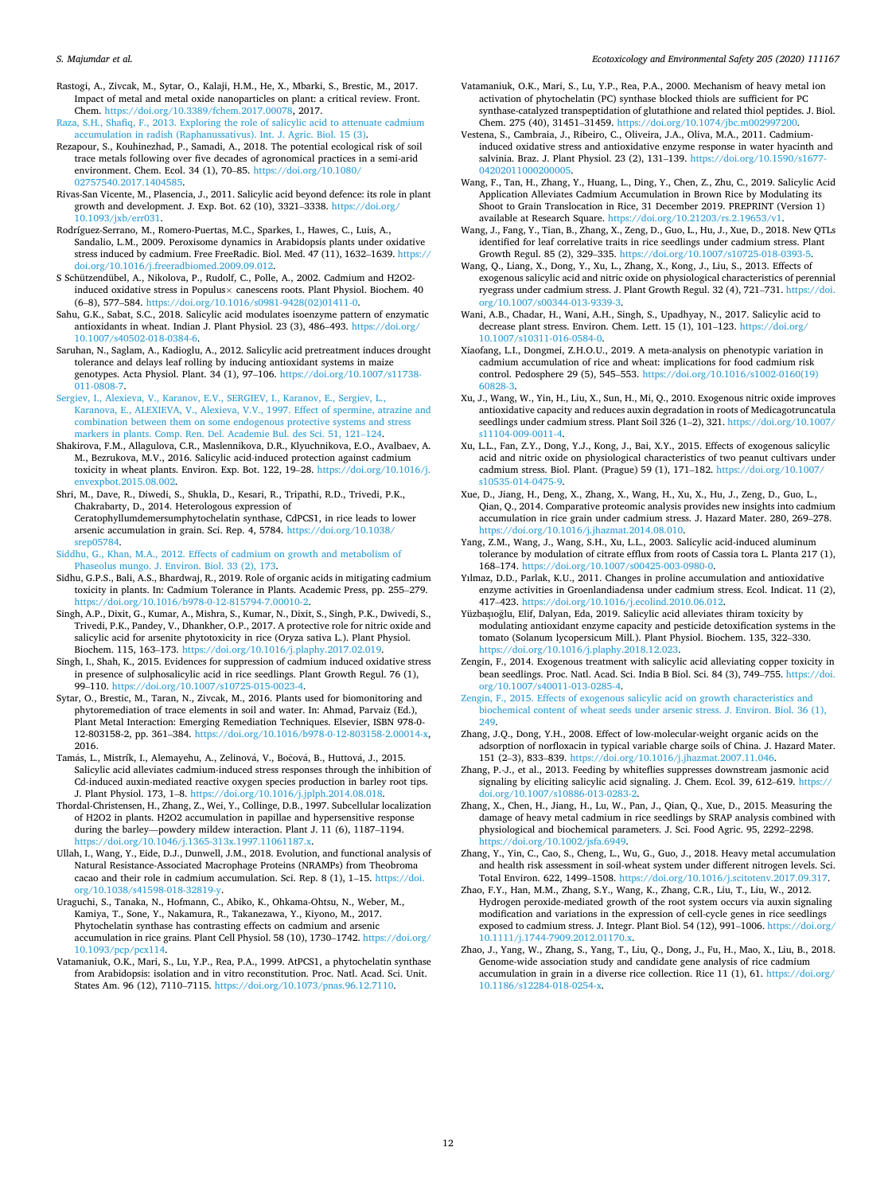Rastogi, A., Zivcak, M., Sytar, O., Kalaji, H.M., He, X., Mbarki, S., Brestic, M., 2017. Impact of metal and metal oxide nanoparticles on plant: a critical review. Front. Chem. https://doi.org/10.3389/fchem.2017.00078, 2017.

Raza, S.H., Shafiq, F., 2013. Exploring the role of salicylic acid to attenuate cadmium accumulation in radish (Raphanussativus). Int. J. Agric. Biol. 15 (3).

Rezapour, S., Kouhinezhad, P., Samadi, A., 2018. The potential ecological risk of soil trace metals following over five decades of agronomical practices in a semi-arid environment. Chem. Ecol. 34 (1), 70–85. https://doi.org/10.1080/02757540.2017.1404585.

Rivas-San Vicente, M., Plasencia, J., 2011. Salicylic acid beyond defence: its role in plant growth and development. J. Exp. Bot. 62 (10), 3321–3338. https://doi.org/10.1093/jxb/err031.

Rodríguez-Serrano, M., Romero-Puertas, M.C., Sparkes, I., Hawes, C., Luis, A., Sandalio, L.M., 2009. Peroxisome dynamics in Arabidopsis plants under oxidative stress induced by cadmium. Free FreeRadic. Biol. Med. 47 (11), 1632–1639. https://doi.org/10.1016/j.freeradbiomed.2009.09.012.

S Schützendübel, A., Nikolova, P., Rudolf, C., Polle, A., 2002. Cadmium and H2O2-induced oxidative stress in Populus× canescens roots. Plant Physiol. Biochem. 40 (6–8), 577–584. https://doi.org/10.1016/s0981-9428(02)01411-0.

Sahu, G.K., Sabat, S.C., 2018. Salicylic acid modulates isoenzyme pattern of enzymatic antioxidants in wheat. Indian J. Plant Physiol. 23 (3), 486–493. https://doi.org/10.1007/s40502-018-0384-6.

Saruhan, N., Saglam, A., Kadioglu, A., 2012. Salicylic acid pretreatment induces drought tolerance and delays leaf rolling by inducing antioxidant systems in maize genotypes. Acta Physiol. Plant. 34 (1), 97–106. https://doi.org/10.1007/s11738-011-0808-7.

Sergiev, I., Alexieva, V., Karanov, E.V., SERGIEV, I., Karanov, E., Sergiev, L., Karanova, E., ALEXIEVA, V., Alexieva, V.V., 1997. Effect of spermine, atrazine and combination between them on some endogenous protective systems and stress markers in plants. Comp. Ren. Del. Academie Bul. des Sci. 51, 121–124.

Shakirova, F.M., Allagulova, C.R., Maslennikova, D.R., Klyuchnikova, E.O., Avalbaev, A. M., Bezrukova, M.V., 2016. Salicylic acid-induced protection against cadmium toxicity in wheat plants. Environ. Exp. Bot. 122, 19–28. https://doi.org/10.1016/j.envexpbot.2015.08.002.

Shri, M., Dave, R., Diwedi, S., Shukla, D., Kesari, R., Tripathi, R.D., Trivedi, P.K., Chakrabarty, D., 2014. Heterologous expression of Ceratophyllumdemersumphytochelatin synthase, CdPCS1, in rice leads to lower arsenic accumulation in grain. Sci. Rep. 4, 5784. https://doi.org/10.1038/srep05784.

Siddhu, G., Khan, M.A., 2012. Effects of cadmium on growth and metabolism of Phaseolus mungo. J. Environ. Biol. 33 (2), 173.

Sidhu, G.P.S., Bali, A.S., Bhardwaj, R., 2019. Role of organic acids in mitigating cadmium toxicity in plants. In: Cadmium Tolerance in Plants. Academic Press, pp. 255–279. https://doi.org/10.1016/b978-0-12-815794-7.00010-2.

Singh, A.P., Dixit, G., Kumar, A., Mishra, S., Kumar, N., Dixit, S., Singh, P.K., Dwivedi, S., Trivedi, P.K., Pandey, V., Dhankher, O.P., 2017. A protective role for nitric oxide and salicylic acid for arsenite phytotoxicity in rice (Oryza sativa L.). Plant Physiol. Biochem. 115, 163–173. https://doi.org/10.1016/j.plaphy.2017.02.019.

Singh, I., Shah, K., 2015. Evidences for suppression of cadmium induced oxidative stress in presence of sulphosalicylic acid in rice seedlings. Plant Growth Regul. 76 (1), 99–110. https://doi.org/10.1007/s10725-015-0023-4.

Sytar, O., Brestic, M., Taran, N., Zivcak, M., 2016. Plants used for biomonitoring and phytoremediation of trace elements in soil and water. In: Ahmad, Parvaiz (Ed.), Plant Metal Interaction: Emerging Remediation Techniques. Elsevier, ISBN 978-0-12-803158-2, pp. 361–384. https://doi.org/10.1016/b978-0-12-803158-2.00014-x, 2016.

Tamás, L., Mistrík, I., Alemayehu, A., Zelinová, V., Bočová, B., Huttová, J., 2015. Salicylic acid alleviates cadmium-induced stress responses through the inhibition of Cd-induced auxin-mediated reactive oxygen species production in barley root tips. J. Plant Physiol. 173, 1–8. https://doi.org/10.1016/j.jplph.2014.08.018.

Thordal-Christensen, H., Zhang, Z., Wei, Y., Collinge, D.B., 1997. Subcellular localization of H2O2 in plants. H2O2 accumulation in papillae and hypersensitive response during the barley—powdery mildew interaction. Plant J. 11 (6), 1187–1194. https://doi.org/10.1046/j.1365-313x.1997.11061187.x.

Ullah, I., Wang, Y., Eide, D.J., Dunwell, J.M., 2018. Evolution, and functional analysis of Natural Resistance-Associated Macrophage Proteins (NRAMPs) from Theobroma cacao and their role in cadmium accumulation. Sci. Rep. 8 (1), 1–15. https://doi.org/10.1038/s41598-018-32819-y.

Uraguchi, S., Tanaka, N., Hofmann, C., Abiko, K., Ohkama-Ohtsu, N., Weber, M., Kamiya, T., Sone, Y., Nakamura, R., Takanezawa, Y., Kiyono, M., 2017. Phytochelatin synthase has contrasting effects on cadmium and arsenic accumulation in rice grains. Plant Cell Physiol. 58 (10), 1730–1742. https://doi.org/10.1093/pcp/pcx114.

Vatamaniuk, O.K., Mari, S., Lu, Y.P., Rea, P.A., 1999. AtPCS1, a phytochelatin synthase from Arabidopsis: isolation and in vitro reconstitution. Proc. Natl. Acad. Sci. Unit. States Am. 96 (12), 7110–7115. https://doi.org/10.1073/pnas.96.12.7110.

Vatamaniuk, O.K., Mari, S., Lu, Y.P., Rea, P.A., 2000. Mechanism of heavy metal ion activation of phytochelatin (PC) synthase blocked thiols are sufficient for PC synthase-catalyzed transpeptidation of glutathione and related thiol peptides. J. Biol. Chem. 275 (40), 31451–31459. https://doi.org/10.1074/jbc.m002997200.

Vestena, S., Cambraia, J., Ribeiro, C., Oliveira, J.A., Oliva, M.A., 2011. Cadmium-induced oxidative stress and antioxidative enzyme response in water hyacinth and salvinia. Braz. J. Plant Physiol. 23 (2), 131–139. https://doi.org/10.1590/s1677-04202011000200005.

Wang, F., Tan, H., Zhang, Y., Huang, L., Ding, Y., Chen, Z., Zhu, C., 2019. Salicylic Acid Application Alleviates Cadmium Accumulation in Brown Rice by Modulating its Shoot to Grain Translocation in Rice, 31 December 2019. PREPRINT (Version 1) available at Research Square. https://doi.org/10.21203/rs.2.19653/v1.

Wang, J., Fang, Y., Tian, B., Zhang, X., Zeng, D., Guo, L., Hu, J., Xue, D., 2018. New QTLs identified for leaf correlative traits in rice seedlings under cadmium stress. Plant Growth Regul. 85 (2), 329–335. https://doi.org/10.1007/s10725-018-0393-5.

Wang, Q., Liang, X., Dong, Y., Xu, L., Zhang, X., Kong, J., Liu, S., 2013. Effects of exogenous salicylic acid and nitric oxide on physiological characteristics of perennial ryegrass under cadmium stress. J. Plant Growth Regul. 32 (4), 721–731. https://doi.org/10.1007/s00344-013-9339-3.

Wani, A.B., Chadar, H., Wani, A.H., Singh, S., Upadhyay, N., 2017. Salicylic acid to decrease plant stress. Environ. Chem. Lett. 15 (1), 101–123. https://doi.org/10.1007/s10311-016-0584-0.

Xiaofang, L.I., Dongmei, Z.H.O.U., 2019. A meta-analysis on phenotypic variation in cadmium accumulation of rice and wheat: implications for food cadmium risk control. Pedosphere 29 (5), 545–553. https://doi.org/10.1016/s1002-0160(19)60828-3.

Xu, J., Wang, W., Yin, H., Liu, X., Sun, H., Mi, Q., 2010. Exogenous nitric oxide improves antioxidative capacity and reduces auxin degradation in roots of Medicagotruncatula seedlings under cadmium stress. Plant Soil 326 (1–2), 321. https://doi.org/10.1007/s11104-009-0011-4.

Xu, L.L., Fan, Z.Y., Dong, Y.J., Kong, J., Bai, X.Y., 2015. Effects of exogenous salicylic acid and nitric oxide on physiological characteristics of two peanut cultivars under cadmium stress. Biol. Plant. (Prague) 59 (1), 171–182. https://doi.org/10.1007/s10535-014-0475-9.

Xue, D., Jiang, H., Deng, X., Zhang, X., Wang, H., Xu, X., Hu, J., Zeng, D., Guo, L., Qian, Q., 2014. Comparative proteomic analysis provides new insights into cadmium accumulation in rice grain under cadmium stress. J. Hazard Mater. 280, 269–278. https://doi.org/10.1016/j.jhazmat.2014.08.010.

Yang, Z.M., Wang, J., Wang, S.H., Xu, L.L., 2003. Salicylic acid-induced aluminum tolerance by modulation of citrate efflux from roots of Cassia tora L. Planta 217 (1), 168–174. https://doi.org/10.1007/s00425-003-0980-0.

Yılmaz, D.D., Parlak, K.U., 2011. Changes in proline accumulation and antioxidative enzyme activities in Groenlandiadensa under cadmium stress. Ecol. Indicat. 11 (2), 417–423. https://doi.org/10.1016/j.ecolind.2010.06.012.

Yüzbaşıoğlu, Elif, Dalyan, Eda, 2019. Salicylic acid alleviates thiram toxicity by modulating antioxidant enzyme capacity and pesticide detoxification systems in the tomato (Solanum lycopersicum Mill.). Plant Physiol. Biochem. 135, 322–330. https://doi.org/10.1016/j.plaphy.2018.12.023.

Zengin, F., 2014. Exogenous treatment with salicylic acid alleviating copper toxicity in bean seedlings. Proc. Natl. Acad. Sci. India B Biol. Sci. 84 (3), 749–755. https://doi.org/10.1007/s40011-013-0285-4.

Zengin, F., 2015. Effects of exogenous salicylic acid on growth characteristics and biochemical content of wheat seeds under arsenic stress. J. Environ. Biol. 36 (1), 249.

Zhang, J.Q., Dong, Y.H., 2008. Effect of low-molecular-weight organic acids on the adsorption of norfloxacin in typical variable charge soils of China. J. Hazard Mater. 151 (2–3), 833–839. https://doi.org/10.1016/j.jhazmat.2007.11.046.

Zhang, P.-J., et al., 2013. Feeding by whiteflies suppresses downstream jasmonic acid signaling by eliciting salicylic acid signaling. J. Chem. Ecol. 39, 612–619. https://doi.org/10.1007/s10886-013-0283-2.

Zhang, X., Chen, H., Jiang, H., Lu, W., Pan, J., Qian, Q., Xue, D., 2015. Measuring the damage of heavy metal cadmium in rice seedlings by SRAP analysis combined with physiological and biochemical parameters. J. Sci. Food Agric. 95, 2292–2298. https://doi.org/10.1002/jsfa.6949.

Zhang, Y., Yin, C., Cao, S., Cheng, L., Wu, G., Guo, J., 2018. Heavy metal accumulation and health risk assessment in soil-wheat system under different nitrogen levels. Sci. Total Environ. 622, 1499–1508. https://doi.org/10.1016/j.scitotenv.2017.09.317.

Zhao, F.Y., Han, M.M., Zhang, S.Y., Wang, K., Zhang, C.R., Liu, T., Liu, W., 2012. Hydrogen peroxide-mediated growth of the root system occurs via auxin signaling modification and variations in the expression of cell-cycle genes in rice seedlings exposed to cadmium stress. J. Integr. Plant Biol. 54 (12), 991–1006. https://doi.org/10.1111/j.1744-7909.2012.01170.x.

Zhao, J., Yang, W., Zhang, S., Yang, T., Liu, Q., Dong, J., Fu, H., Mao, X., Liu, B., 2018. Genome-wide association study and candidate gene analysis of rice cadmium accumulation in grain in a diverse rice collection. Rice 11 (1), 61. https://doi.org/10.1186/s12284-018-0254-x.